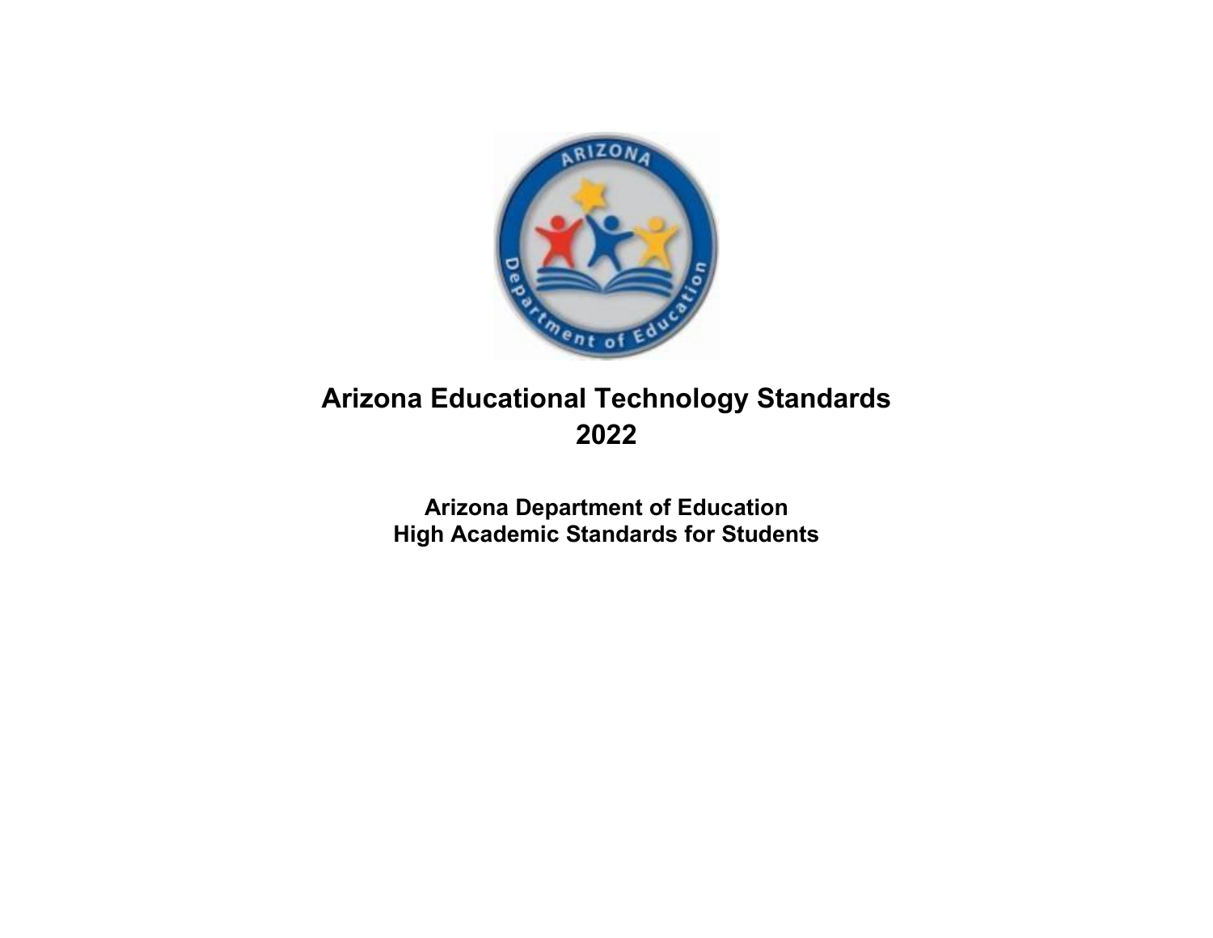# Arizona Educational Technology Standards 2022

**Arizona Department of Education**
**High Academic Standards for Students**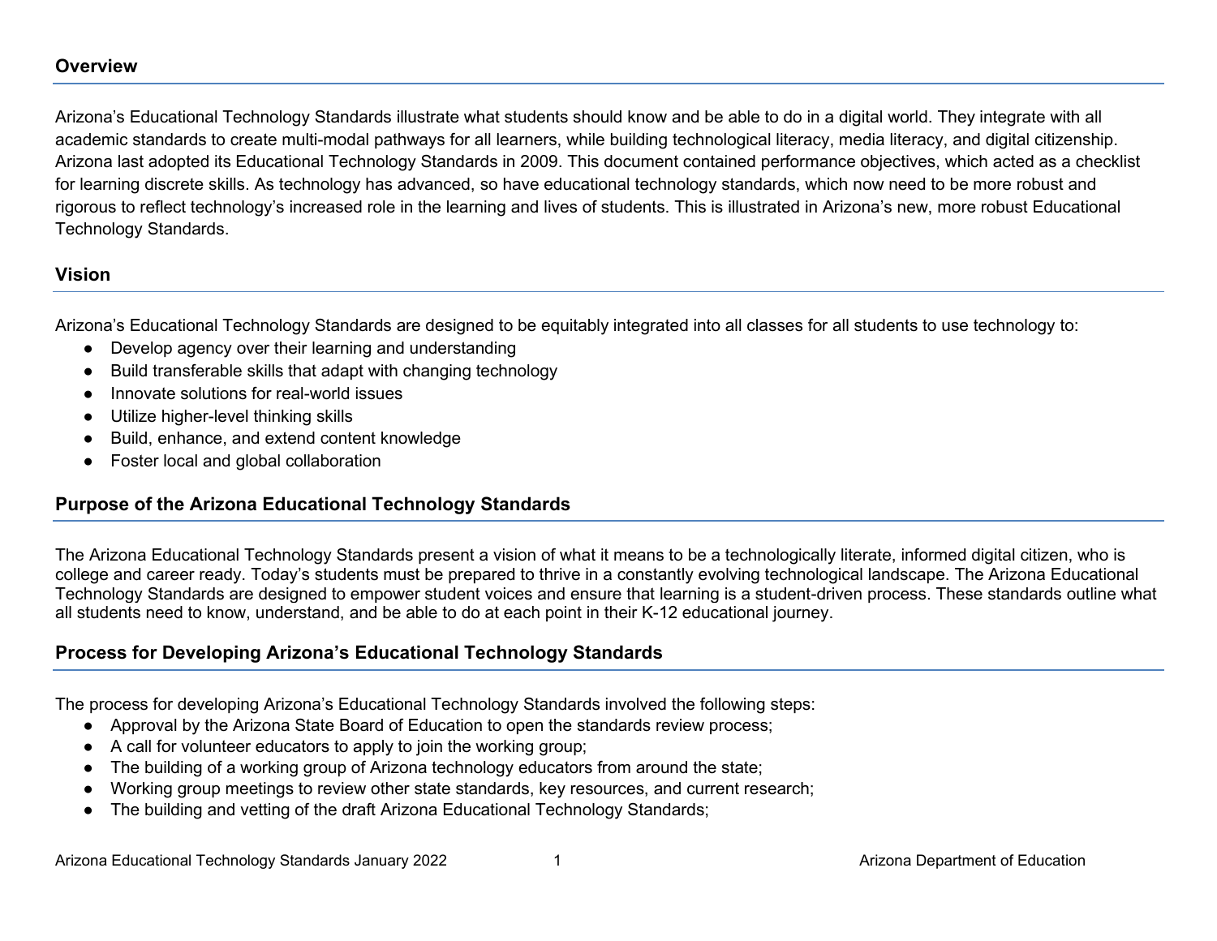## Overview

Arizona's Educational Technology Standards illustrate what students should know and be able to do in a digital world. They integrate with all academic standards to create multi-modal pathways for all learners, while building technological literacy, media literacy, and digital citizenship. Arizona last adopted its Educational Technology Standards in 2009. This document contained performance objectives, which acted as a checklist for learning discrete skills. As technology has advanced, so have educational technology standards, which now need to be more robust and rigorous to reflect technology's increased role in the learning and lives of students. This is illustrated in Arizona's new, more robust Educational Technology Standards.

## Vision

Arizona's Educational Technology Standards are designed to be equitably integrated into all classes for all students to use technology to:

- Develop agency over their learning and understanding
- Build transferable skills that adapt with changing technology
- Innovate solutions for real-world issues
- Utilize higher-level thinking skills
- Build, enhance, and extend content knowledge
- Foster local and global collaboration

## Purpose of the Arizona Educational Technology Standards

The Arizona Educational Technology Standards present a vision of what it means to be a technologically literate, informed digital citizen, who is college and career ready. Today's students must be prepared to thrive in a constantly evolving technological landscape. The Arizona Educational Technology Standards are designed to empower student voices and ensure that learning is a student-driven process. These standards outline what all students need to know, understand, and be able to do at each point in their K-12 educational journey.

## Process for Developing Arizona's Educational Technology Standards

The process for developing Arizona's Educational Technology Standards involved the following steps:

- Approval by the Arizona State Board of Education to open the standards review process;
- A call for volunteer educators to apply to join the working group;
- The building of a working group of Arizona technology educators from around the state;
- Working group meetings to review other state standards, key resources, and current research;
- The building and vetting of the draft Arizona Educational Technology Standards;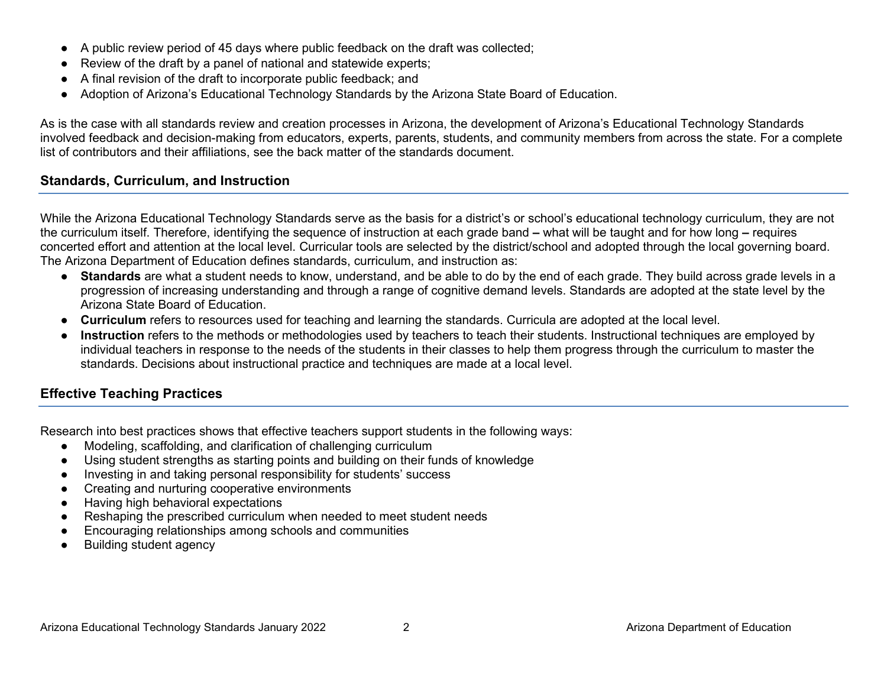- A public review period of 45 days where public feedback on the draft was collected;
- Review of the draft by a panel of national and statewide experts;
- A final revision of the draft to incorporate public feedback; and
- Adoption of Arizona's Educational Technology Standards by the Arizona State Board of Education.

As is the case with all standards review and creation processes in Arizona, the development of Arizona's Educational Technology Standards involved feedback and decision-making from educators, experts, parents, students, and community members from across the state. For a complete list of contributors and their affiliations, see the back matter of the standards document.

## Standards, Curriculum, and Instruction

While the Arizona Educational Technology Standards serve as the basis for a district's or school's educational technology curriculum, they are not the curriculum itself. Therefore, identifying the sequence of instruction at each grade band **–** what will be taught and for how long **–** requires concerted effort and attention at the local level. Curricular tools are selected by the district/school and adopted through the local governing board. The Arizona Department of Education defines standards, curriculum, and instruction as:

- **Standards** are what a student needs to know, understand, and be able to do by the end of each grade. They build across grade levels in a progression of increasing understanding and through a range of cognitive demand levels. Standards are adopted at the state level by the Arizona State Board of Education.
- **Curriculum** refers to resources used for teaching and learning the standards. Curricula are adopted at the local level.
- **Instruction** refers to the methods or methodologies used by teachers to teach their students. Instructional techniques are employed by individual teachers in response to the needs of the students in their classes to help them progress through the curriculum to master the standards. Decisions about instructional practice and techniques are made at a local level.

## Effective Teaching Practices

Research into best practices shows that effective teachers support students in the following ways:

- Modeling, scaffolding, and clarification of challenging curriculum
- Using student strengths as starting points and building on their funds of knowledge
- Investing in and taking personal responsibility for students' success
- Creating and nurturing cooperative environments
- Having high behavioral expectations
- Reshaping the prescribed curriculum when needed to meet student needs
- Encouraging relationships among schools and communities
- Building student agency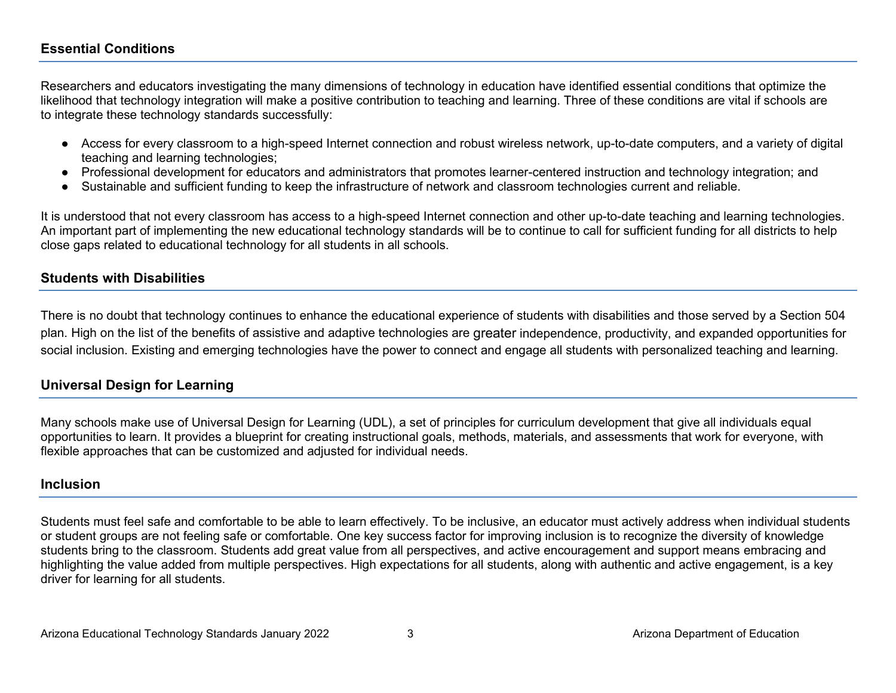## Essential Conditions

Researchers and educators investigating the many dimensions of technology in education have identified essential conditions that optimize the likelihood that technology integration will make a positive contribution to teaching and learning. Three of these conditions are vital if schools are to integrate these technology standards successfully:

- Access for every classroom to a high-speed Internet connection and robust wireless network, up-to-date computers, and a variety of digital teaching and learning technologies;
- Professional development for educators and administrators that promotes learner-centered instruction and technology integration; and
- Sustainable and sufficient funding to keep the infrastructure of network and classroom technologies current and reliable.

It is understood that not every classroom has access to a high-speed Internet connection and other up-to-date teaching and learning technologies. An important part of implementing the new educational technology standards will be to continue to call for sufficient funding for all districts to help close gaps related to educational technology for all students in all schools.

## Students with Disabilities

There is no doubt that technology continues to enhance the educational experience of students with disabilities and those served by a Section 504 plan. High on the list of the benefits of assistive and adaptive technologies are greater independence, productivity, and expanded opportunities for social inclusion. Existing and emerging technologies have the power to connect and engage all students with personalized teaching and learning.

## Universal Design for Learning

Many schools make use of Universal Design for Learning (UDL), a set of principles for curriculum development that give all individuals equal opportunities to learn. It provides a blueprint for creating instructional goals, methods, materials, and assessments that work for everyone, with flexible approaches that can be customized and adjusted for individual needs.

## Inclusion

Students must feel safe and comfortable to be able to learn effectively. To be inclusive, an educator must actively address when individual students or student groups are not feeling safe or comfortable. One key success factor for improving inclusion is to recognize the diversity of knowledge students bring to the classroom. Students add great value from all perspectives, and active encouragement and support means embracing and highlighting the value added from multiple perspectives. High expectations for all students, along with authentic and active engagement, is a key driver for learning for all students.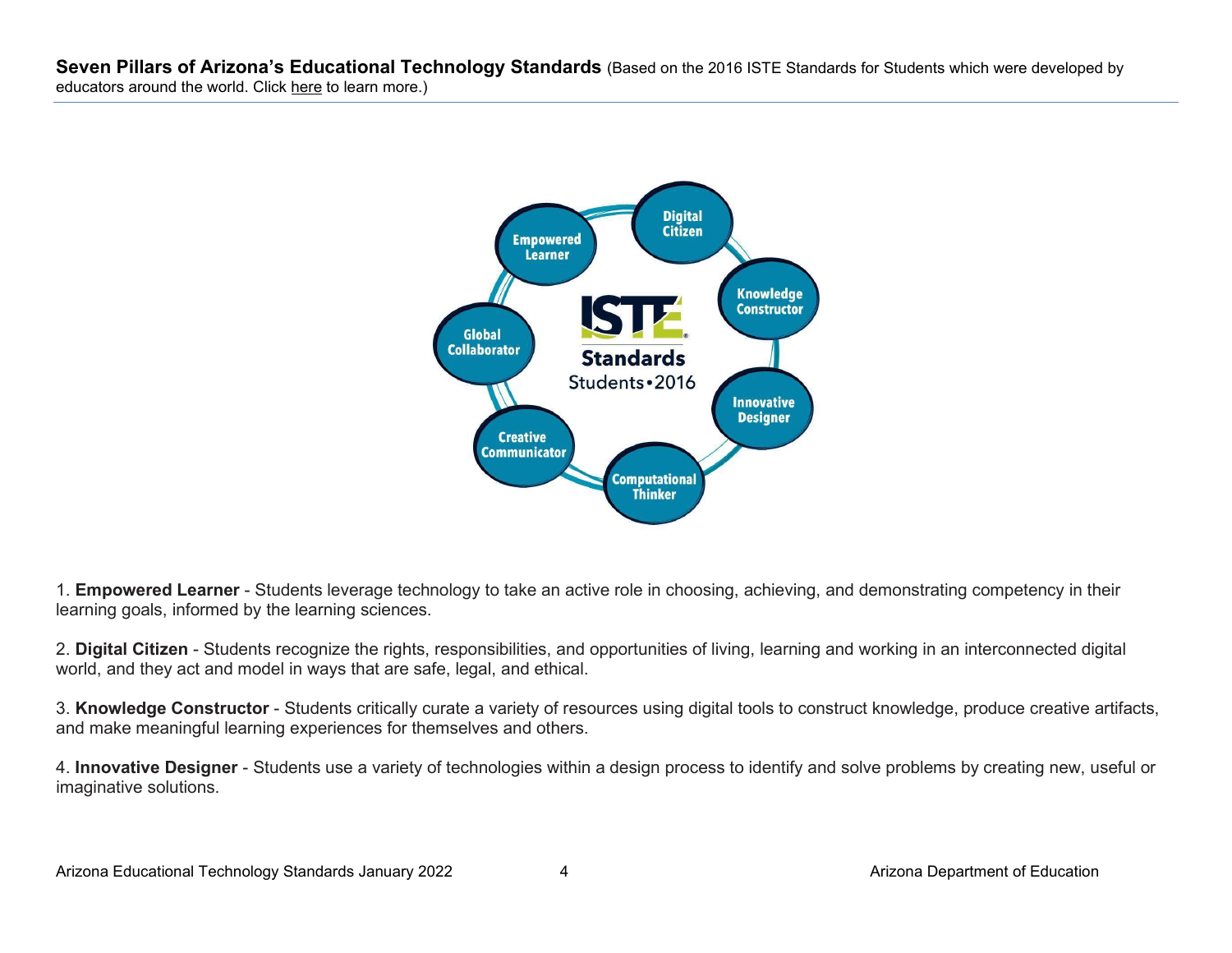**Seven Pillars of Arizona's Educational Technology Standards** (Based on the 2016 ISTE Standards for Students which were developed by educators around the world. Click here to learn more.)

1. **Empowered Learner** - Students leverage technology to take an active role in choosing, achieving, and demonstrating competency in their learning goals, informed by the learning sciences.

2. **Digital Citizen** - Students recognize the rights, responsibilities, and opportunities of living, learning and working in an interconnected digital world, and they act and model in ways that are safe, legal, and ethical.

3. **Knowledge Constructor** - Students critically curate a variety of resources using digital tools to construct knowledge, produce creative artifacts, and make meaningful learning experiences for themselves and others.

4. **Innovative Designer** - Students use a variety of technologies within a design process to identify and solve problems by creating new, useful or imaginative solutions.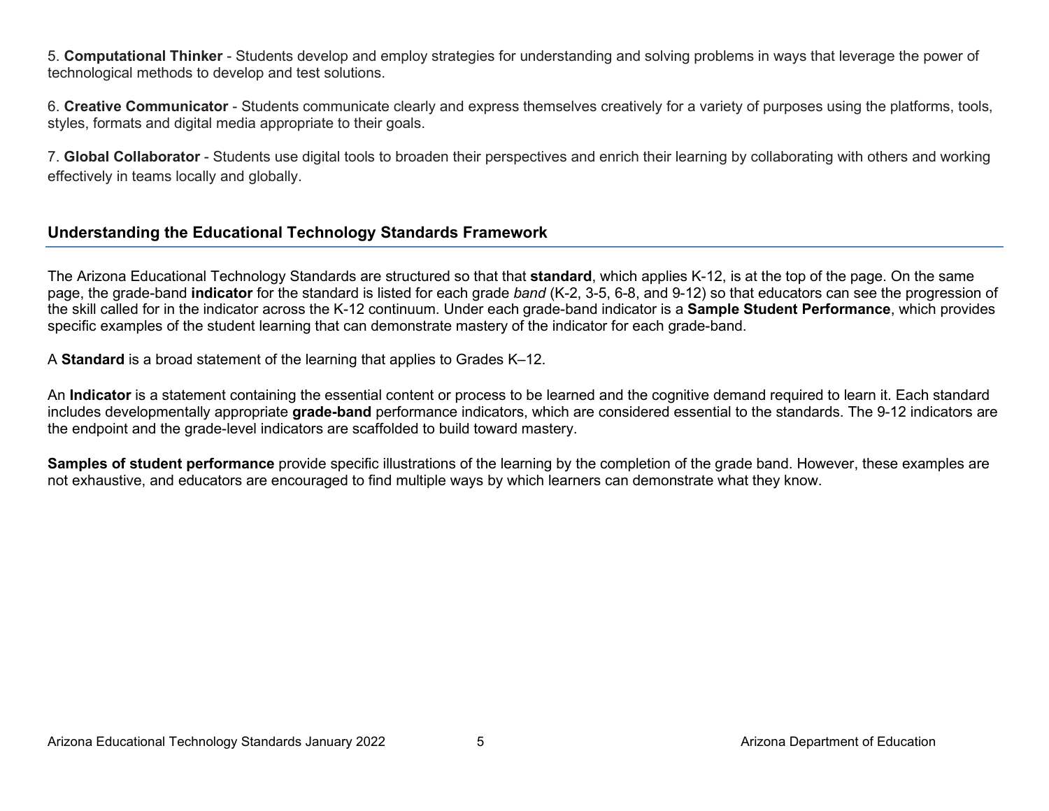5. **Computational Thinker** - Students develop and employ strategies for understanding and solving problems in ways that leverage the power of technological methods to develop and test solutions.

6. **Creative Communicator** - Students communicate clearly and express themselves creatively for a variety of purposes using the platforms, tools, styles, formats and digital media appropriate to their goals.

7. **Global Collaborator** - Students use digital tools to broaden their perspectives and enrich their learning by collaborating with others and working effectively in teams locally and globally.

## Understanding the Educational Technology Standards Framework

The Arizona Educational Technology Standards are structured so that that **standard**, which applies K-12, is at the top of the page. On the same page, the grade-band **indicator** for the standard is listed for each grade *band* (K-2, 3-5, 6-8, and 9-12) so that educators can see the progression of the skill called for in the indicator across the K-12 continuum. Under each grade-band indicator is a **Sample Student Performance**, which provides specific examples of the student learning that can demonstrate mastery of the indicator for each grade-band.

A **Standard** is a broad statement of the learning that applies to Grades K–12.

An **Indicator** is a statement containing the essential content or process to be learned and the cognitive demand required to learn it. Each standard includes developmentally appropriate **grade-band** performance indicators, which are considered essential to the standards. The 9-12 indicators are the endpoint and the grade-level indicators are scaffolded to build toward mastery.

**Samples of student performance** provide specific illustrations of the learning by the completion of the grade band. However, these examples are not exhaustive, and educators are encouraged to find multiple ways by which learners can demonstrate what they know.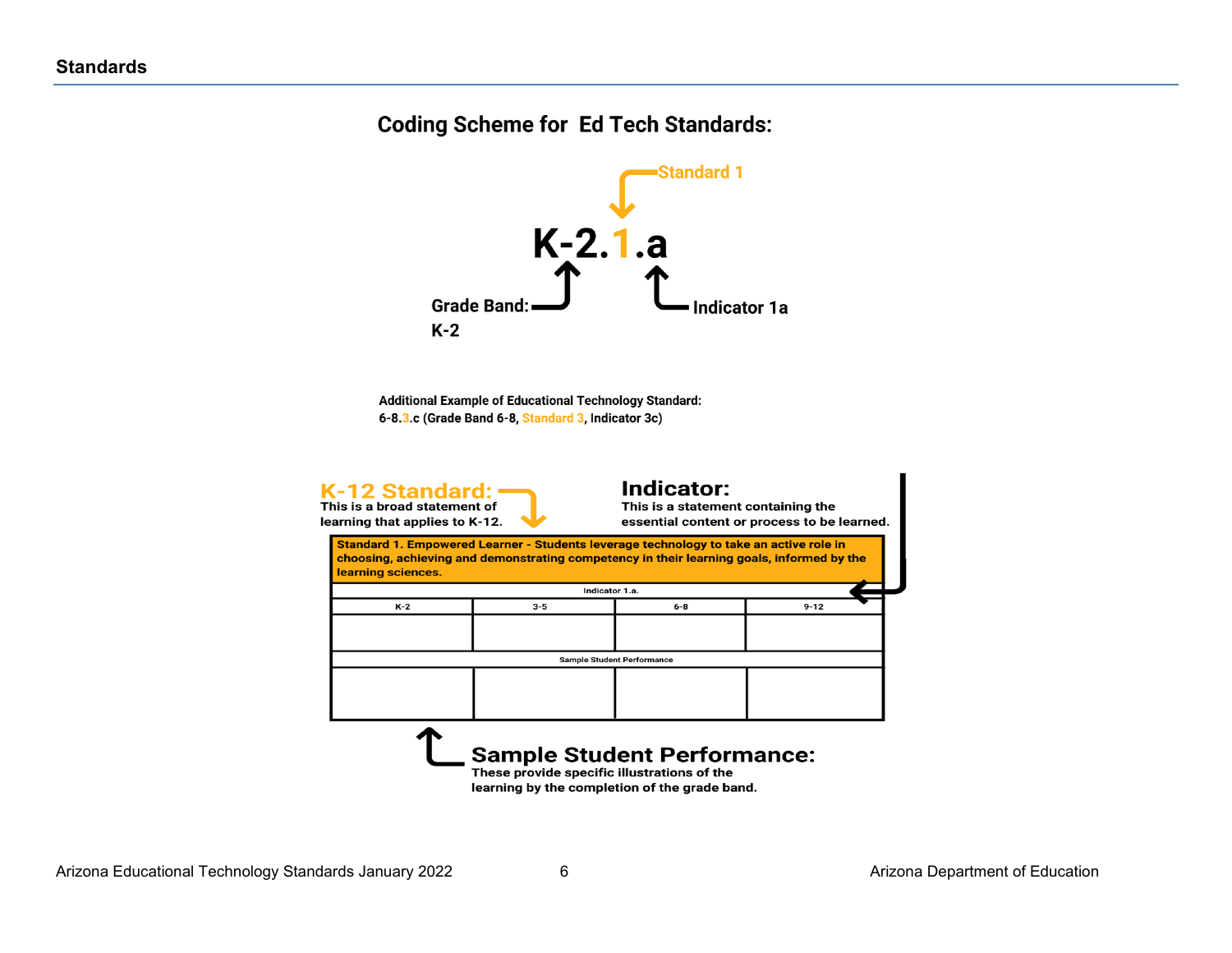## Standards

### Coding Scheme for Ed Tech Standards:

**K-2.1.a**

- Grade Band: K-2
- Standard 1
- Indicator 1a

**Additional Example of Educational Technology Standard:**
**6-8.3.c (Grade Band 6-8, Standard 3, Indicator 3c)**

**K-12 Standard:** This is a broad statement of learning that applies to K-12.

**Indicator:** This is a statement containing the essential content or process to be learned.

| Standard 1. Empowered Learner - Students leverage technology to take an active role in choosing, achieving and demonstrating competency in their learning goals, informed by the learning sciences. | | | |
|---|---|---|---|
| Indicator 1.a. | | | |
| K-2 | 3-5 | 6-8 | 9-12 |
| | | | |
| Sample Student Performance | | | |
| | | | |

**Sample Student Performance:** These provide specific illustrations of the learning by the completion of the grade band.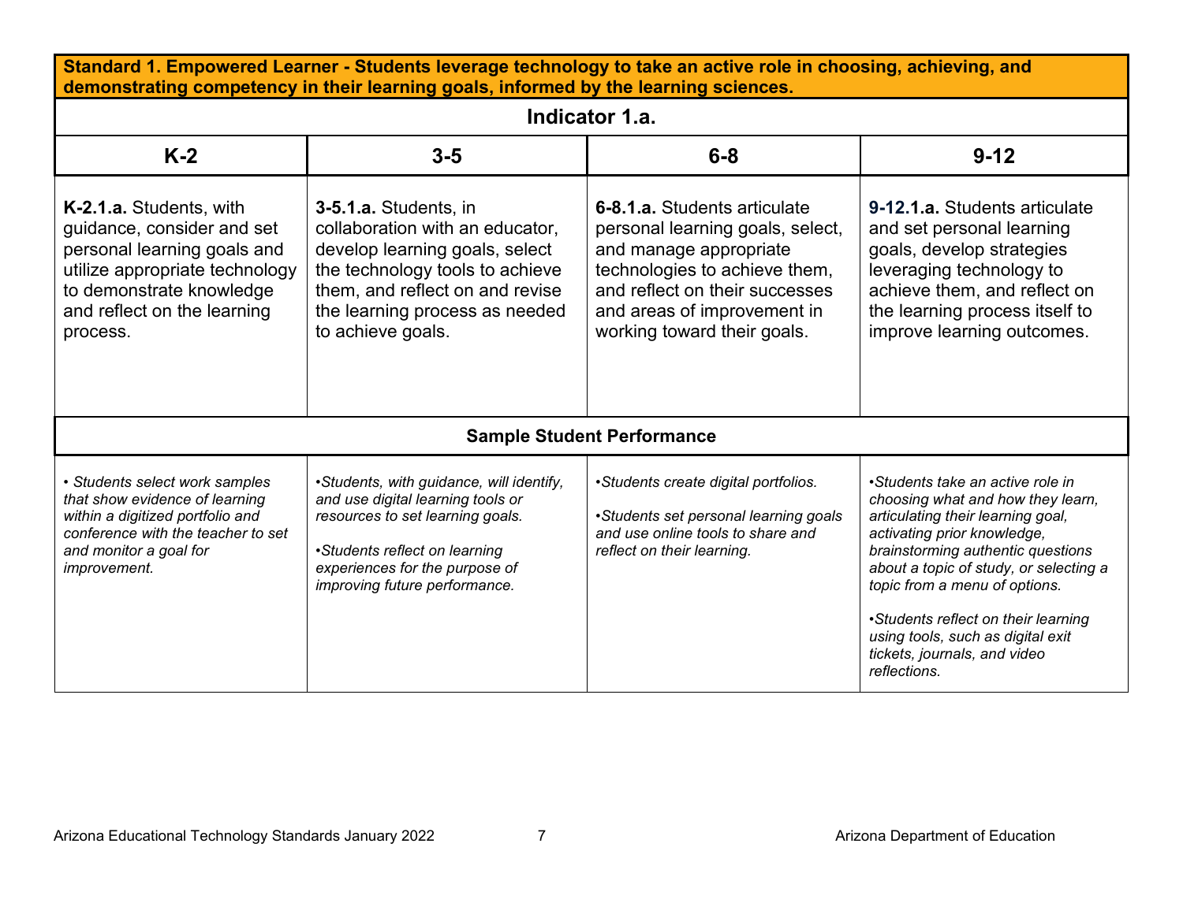**Standard 1. Empowered Learner - Students leverage technology to take an active role in choosing, achieving, and demonstrating competency in their learning goals, informed by the learning sciences.**

### Indicator 1.a.

| K-2 | 3-5 | 6-8 | 9-12 |
|---|---|---|---|
| **K-2.1.a.** Students, with guidance, consider and set personal learning goals and utilize appropriate technology to demonstrate knowledge and reflect on the learning process. | **3-5.1.a.** Students, in collaboration with an educator, develop learning goals, select the technology tools to achieve them, and reflect on and revise the learning process as needed to achieve goals. | **6-8.1.a.** Students articulate personal learning goals, select, and manage appropriate technologies to achieve them, and reflect on their successes and areas of improvement in working toward their goals. | **9-12.1.a.** Students articulate and set personal learning goals, develop strategies leveraging technology to achieve them, and reflect on the learning process itself to improve learning outcomes. |

**Sample Student Performance**

| K-2 | 3-5 | 6-8 | 9-12 |
|---|---|---|---|
| *• Students select work samples that show evidence of learning within a digitized portfolio and conference with the teacher to set and monitor a goal for improvement.* | *•Students, with guidance, will identify, and use digital learning tools or resources to set learning goals.*<br><br>*•Students reflect on learning experiences for the purpose of improving future performance.* | *•Students create digital portfolios.*<br><br>*•Students set personal learning goals and use online tools to share and reflect on their learning.* | *•Students take an active role in choosing what and how they learn, articulating their learning goal, activating prior knowledge, brainstorming authentic questions about a topic of study, or selecting a topic from a menu of options.*<br><br>*•Students reflect on their learning using tools, such as digital exit tickets, journals, and video reflections.* |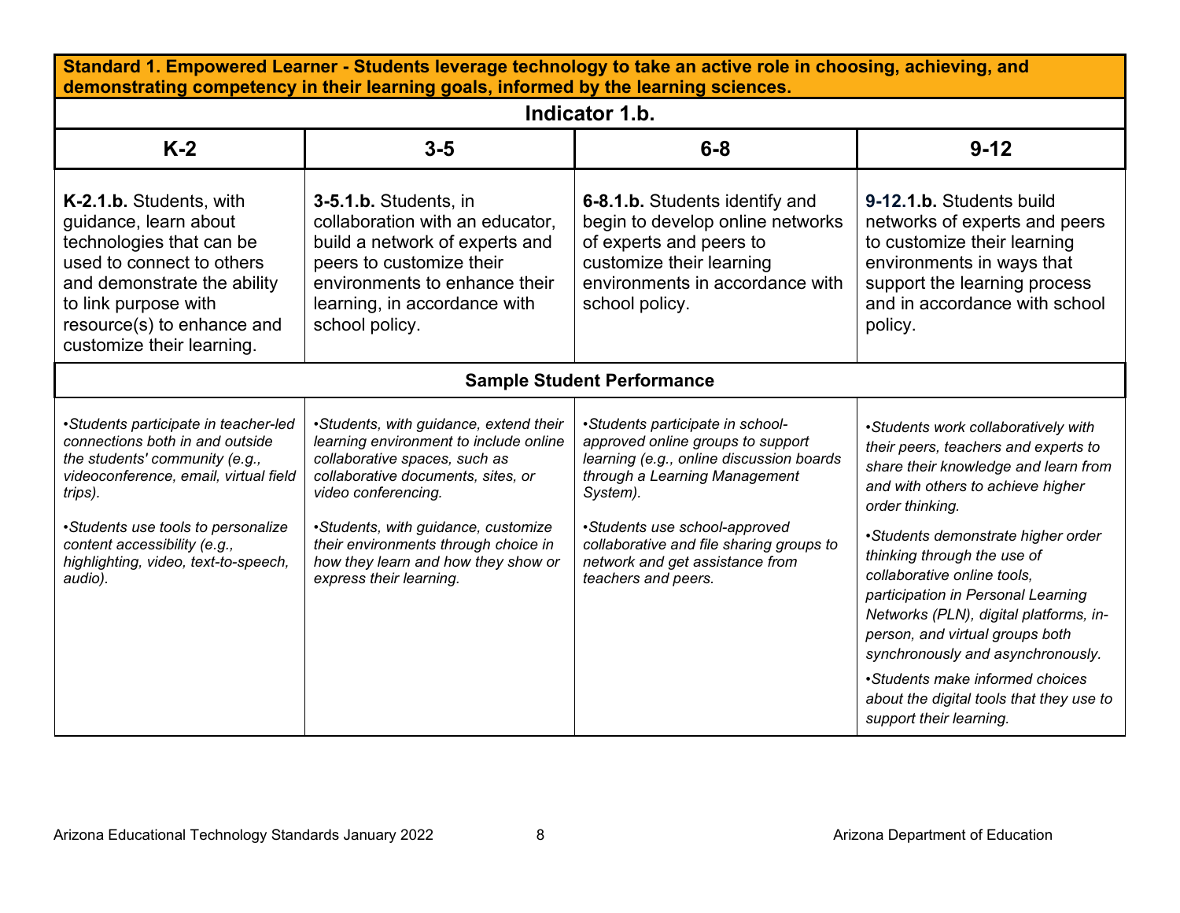| Standard 1. Empowered Learner - Students leverage technology to take an active role in choosing, achieving, and demonstrating competency in their learning goals, informed by the learning sciences. | | | |
|---|---|---|---|
| **Indicator 1.b.** | | | |
| **K-2** | **3-5** | **6-8** | **9-12** |
| **K-2.1.b.** Students, with guidance, learn about technologies that can be used to connect to others and demonstrate the ability to link purpose with resource(s) to enhance and customize their learning. | **3-5.1.b.** Students, in collaboration with an educator, build a network of experts and peers to customize their environments to enhance their learning, in accordance with school policy. | **6-8.1.b.** Students identify and begin to develop online networks of experts and peers to customize their learning environments in accordance with school policy. | **9-12.1.b.** Students build networks of experts and peers to customize their learning environments in ways that support the learning process and in accordance with school policy. |
| **Sample Student Performance** | | | |
| *•Students participate in teacher-led connections both in and outside the students' community (e.g., videoconference, email, virtual field trips).* <br><br> *•Students use tools to personalize content accessibility (e.g., highlighting, video, text-to-speech, audio).* | *•Students, with guidance, extend their learning environment to include online collaborative spaces, such as collaborative documents, sites, or video conferencing.* <br><br> *•Students, with guidance, customize their environments through choice in how they learn and how they show or express their learning.* | *•Students participate in school-approved online groups to support learning (e.g., online discussion boards through a Learning Management System).* <br><br> *•Students use school-approved collaborative and file sharing groups to network and get assistance from teachers and peers.* | *•Students work collaboratively with their peers, teachers and experts to share their knowledge and learn from and with others to achieve higher order thinking.* <br><br> *•Students demonstrate higher order thinking through the use of collaborative online tools, participation in Personal Learning Networks (PLN), digital platforms, in-person, and virtual groups both synchronously and asynchronously.* <br><br> *•Students make informed choices about the digital tools that they use to support their learning.* |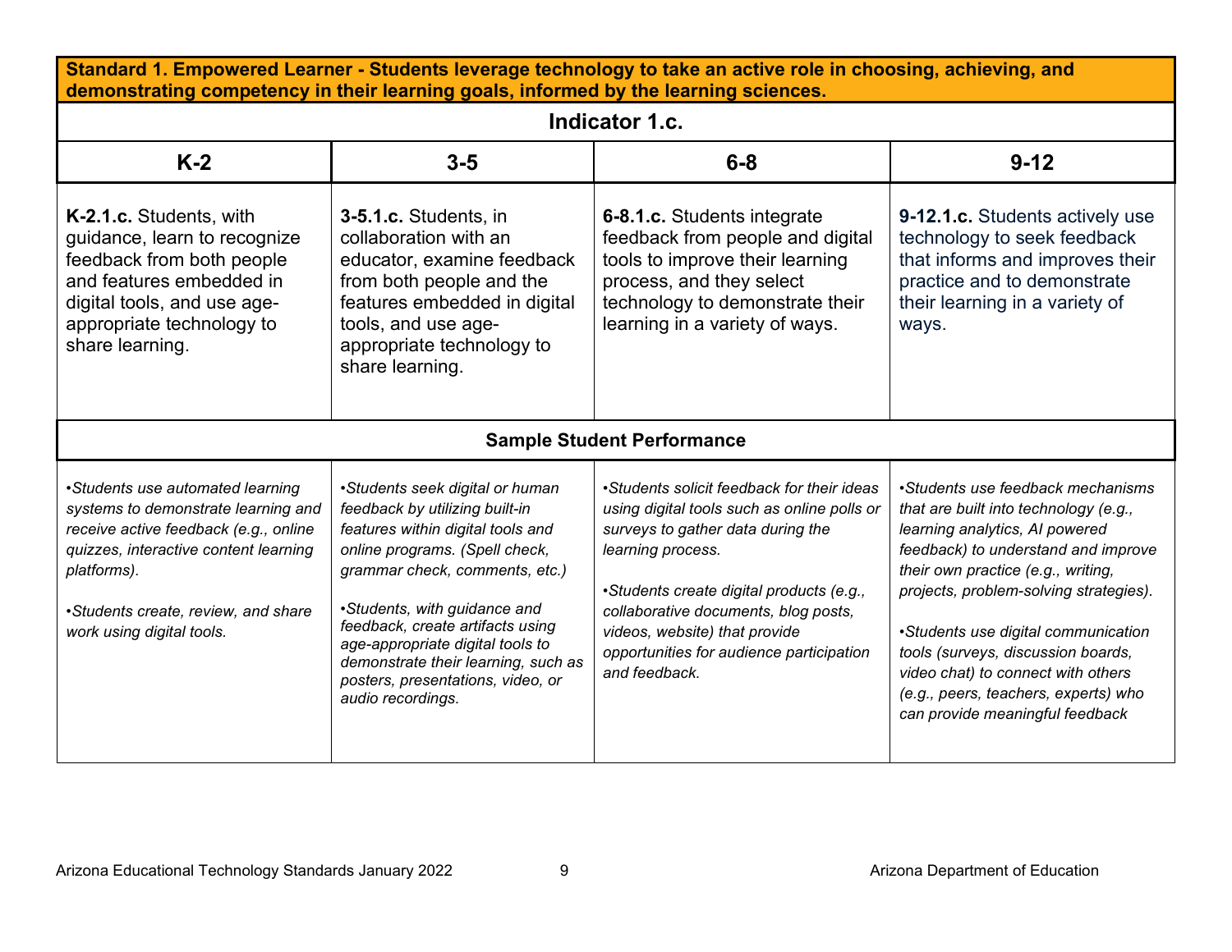| **Standard 1. Empowered Learner - Students leverage technology to take an active role in choosing, achieving, and demonstrating competency in their learning goals, informed by the learning sciences.** | | | |
|---|---|---|---|
| **Indicator 1.c.** | | | |
| **K-2** | **3-5** | **6-8** | **9-12** |
| **K-2.1.c.** Students, with guidance, learn to recognize feedback from both people and features embedded in digital tools, and use age-appropriate technology to share learning. | **3-5.1.c.** Students, in collaboration with an educator, examine feedback from both people and the features embedded in digital tools, and use age-appropriate technology to share learning. | **6-8.1.c.** Students integrate feedback from people and digital tools to improve their learning process, and they select technology to demonstrate their learning in a variety of ways. | **9-12.1.c.** Students actively use technology to seek feedback that informs and improves their practice and to demonstrate their learning in a variety of ways. |
| **Sample Student Performance** | | | |
| *•Students use automated learning systems to demonstrate learning and receive active feedback (e.g., online quizzes, interactive content learning platforms).*<br><br>*•Students create, review, and share work using digital tools.* | *•Students seek digital or human feedback by utilizing built-in features within digital tools and online programs. (Spell check, grammar check, comments, etc.)*<br><br>*•Students, with guidance and feedback, create artifacts using age-appropriate digital tools to demonstrate their learning, such as posters, presentations, video, or audio recordings.* | *•Students solicit feedback for their ideas using digital tools such as online polls or surveys to gather data during the learning process.*<br><br>*•Students create digital products (e.g., collaborative documents, blog posts, videos, website) that provide opportunities for audience participation and feedback.* | *•Students use feedback mechanisms that are built into technology (e.g., learning analytics, AI powered feedback) to understand and improve their own practice (e.g., writing, projects, problem-solving strategies).*<br><br>*•Students use digital communication tools (surveys, discussion boards, video chat) to connect with others (e.g., peers, teachers, experts) who can provide meaningful feedback* |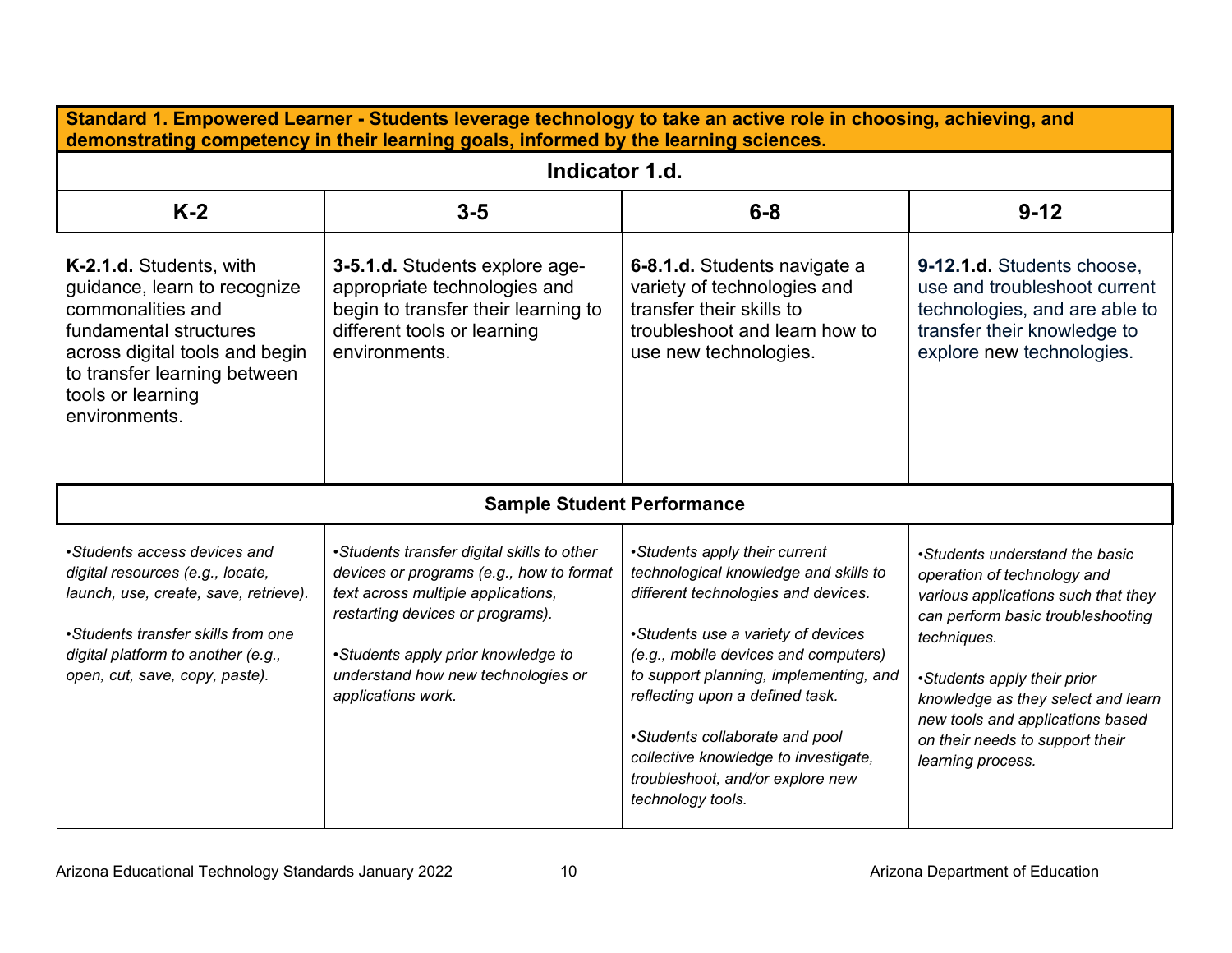| **Standard 1. Empowered Learner - Students leverage technology to take an active role in choosing, achieving, and demonstrating competency in their learning goals, informed by the learning sciences.** | | | |
|---|---|---|---|
| **Indicator 1.d.** | | | |
| **K-2** | **3-5** | **6-8** | **9-12** |
| **K-2.1.d.** Students, with guidance, learn to recognize commonalities and fundamental structures across digital tools and begin to transfer learning between tools or learning environments. | **3-5.1.d.** Students explore age-appropriate technologies and begin to transfer their learning to different tools or learning environments. | **6-8.1.d.** Students navigate a variety of technologies and transfer their skills to troubleshoot and learn how to use new technologies. | **9-12.1.d.** Students choose, use and troubleshoot current technologies, and are able to transfer their knowledge to explore new technologies. |
| **Sample Student Performance** | | | |
| *•Students access devices and digital resources (e.g., locate, launch, use, create, save, retrieve).*<br><br>*•Students transfer skills from one digital platform to another (e.g., open, cut, save, copy, paste).* | *•Students transfer digital skills to other devices or programs (e.g., how to format text across multiple applications, restarting devices or programs).*<br><br>*•Students apply prior knowledge to understand how new technologies or applications work.* | *•Students apply their current technological knowledge and skills to different technologies and devices.*<br><br>*•Students use a variety of devices (e.g., mobile devices and computers) to support planning, implementing, and reflecting upon a defined task.*<br><br>*•Students collaborate and pool collective knowledge to investigate, troubleshoot, and/or explore new technology tools.* | *•Students understand the basic operation of technology and various applications such that they can perform basic troubleshooting techniques.*<br><br>*•Students apply their prior knowledge as they select and learn new tools and applications based on their needs to support their learning process.* |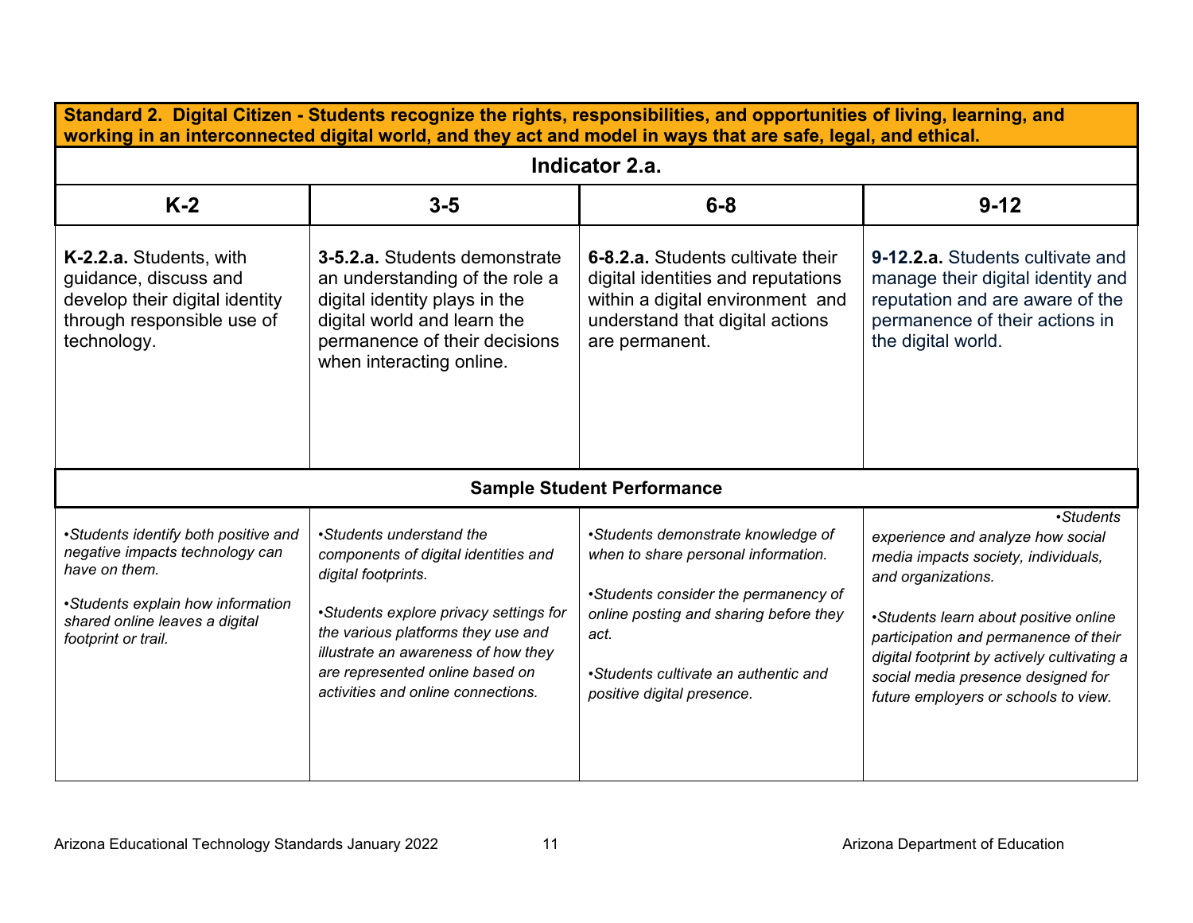| Standard 2. Digital Citizen - Students recognize the rights, responsibilities, and opportunities of living, learning, and working in an interconnected digital world, and they act and model in ways that are safe, legal, and ethical. | | | |
|---|---|---|---|
| **Indicator 2.a.** | | | |
| **K-2** | **3-5** | **6-8** | **9-12** |
| **K-2.2.a.** Students, with guidance, discuss and develop their digital identity through responsible use of technology. | **3-5.2.a.** Students demonstrate an understanding of the role a digital identity plays in the digital world and learn the permanence of their decisions when interacting online. | **6-8.2.a.** Students cultivate their digital identities and reputations within a digital environment and understand that digital actions are permanent. | **9-12.2.a.** Students cultivate and manage their digital identity and reputation and are aware of the permanence of their actions in the digital world. |
| **Sample Student Performance** | | | |
| *•Students identify both positive and negative impacts technology can have on them.*<br><br>*•Students explain how information shared online leaves a digital footprint or trail.* | *•Students understand the components of digital identities and digital footprints.*<br><br>*•Students explore privacy settings for the various platforms they use and illustrate an awareness of how they are represented online based on activities and online connections.* | *•Students demonstrate knowledge of when to share personal information.*<br><br>*•Students consider the permanency of online posting and sharing before they act.*<br><br>*•Students cultivate an authentic and positive digital presence.* | *•Students experience and analyze how social media impacts society, individuals, and organizations.*<br><br>*•Students learn about positive online participation and permanence of their digital footprint by actively cultivating a social media presence designed for future employers or schools to view.* |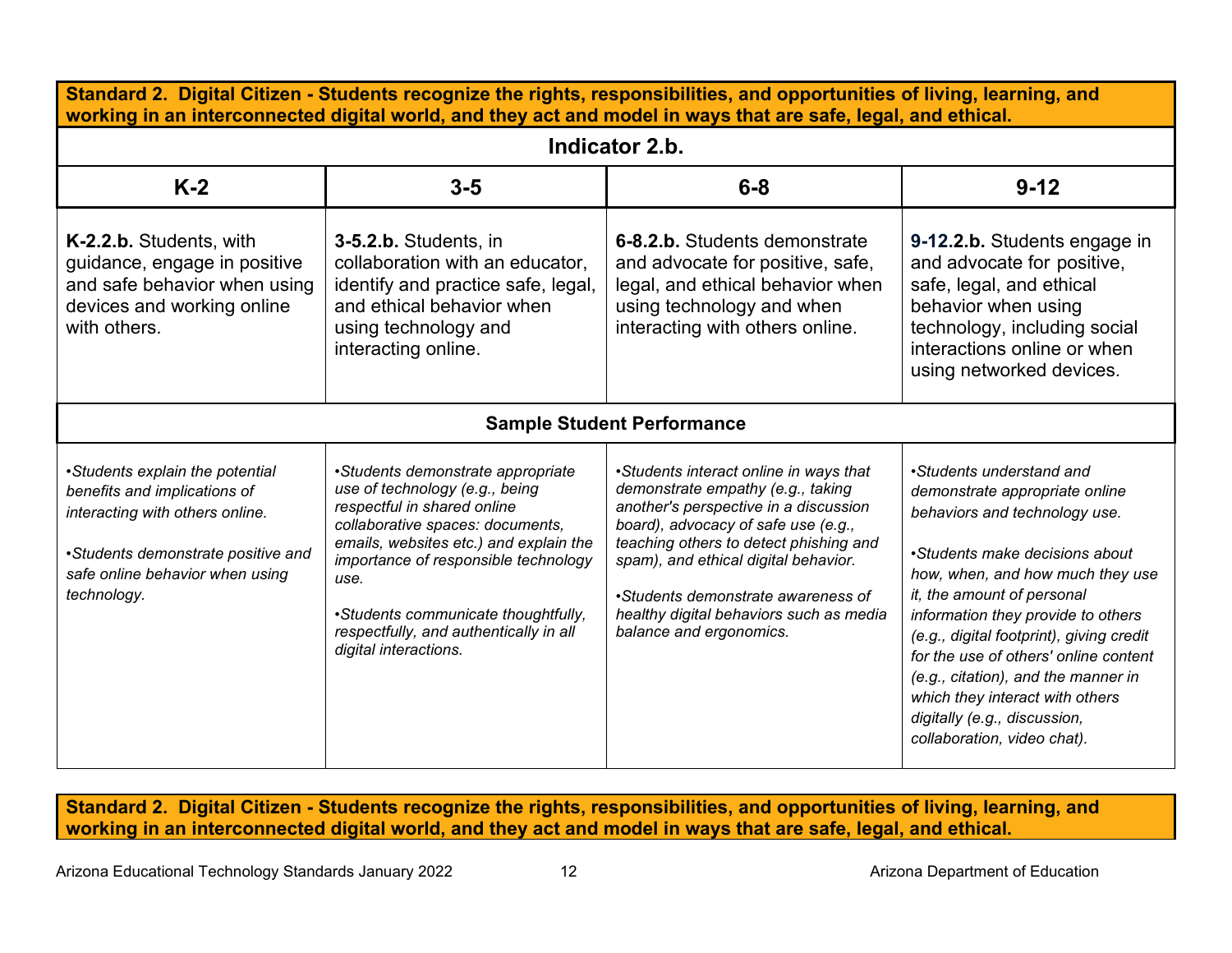**Standard 2. Digital Citizen - Students recognize the rights, responsibilities, and opportunities of living, learning, and working in an interconnected digital world, and they act and model in ways that are safe, legal, and ethical.**

| Indicator 2.b. | | | |
|---|---|---|---|
| **K-2** | **3-5** | **6-8** | **9-12** |
| **K-2.2.b.** Students, with guidance, engage in positive and safe behavior when using devices and working online with others. | **3-5.2.b.** Students, in collaboration with an educator, identify and practice safe, legal, and ethical behavior when using technology and interacting online. | **6-8.2.b.** Students demonstrate and advocate for positive, safe, legal, and ethical behavior when using technology and when interacting with others online. | **9-12.2.b.** Students engage in and advocate for positive, safe, legal, and ethical behavior when using technology, including social interactions online or when using networked devices. |
| **Sample Student Performance** | | | |
| *•Students explain the potential benefits and implications of interacting with others online.*<br><br>*•Students demonstrate positive and safe online behavior when using technology.* | *•Students demonstrate appropriate use of technology (e.g., being respectful in shared online collaborative spaces: documents, emails, websites etc.) and explain the importance of responsible technology use.*<br><br>*•Students communicate thoughtfully, respectfully, and authentically in all digital interactions.* | *•Students interact online in ways that demonstrate empathy (e.g., taking another's perspective in a discussion board), advocacy of safe use (e.g., teaching others to detect phishing and spam), and ethical digital behavior.*<br><br>*•Students demonstrate awareness of healthy digital behaviors such as media balance and ergonomics.* | *•Students understand and demonstrate appropriate online behaviors and technology use.*<br><br>*•Students make decisions about how, when, and how much they use it, the amount of personal information they provide to others (e.g., digital footprint), giving credit for the use of others' online content (e.g., citation), and the manner in which they interact with others digitally (e.g., discussion, collaboration, video chat).* |

**Standard 2. Digital Citizen - Students recognize the rights, responsibilities, and opportunities of living, learning, and working in an interconnected digital world, and they act and model in ways that are safe, legal, and ethical.**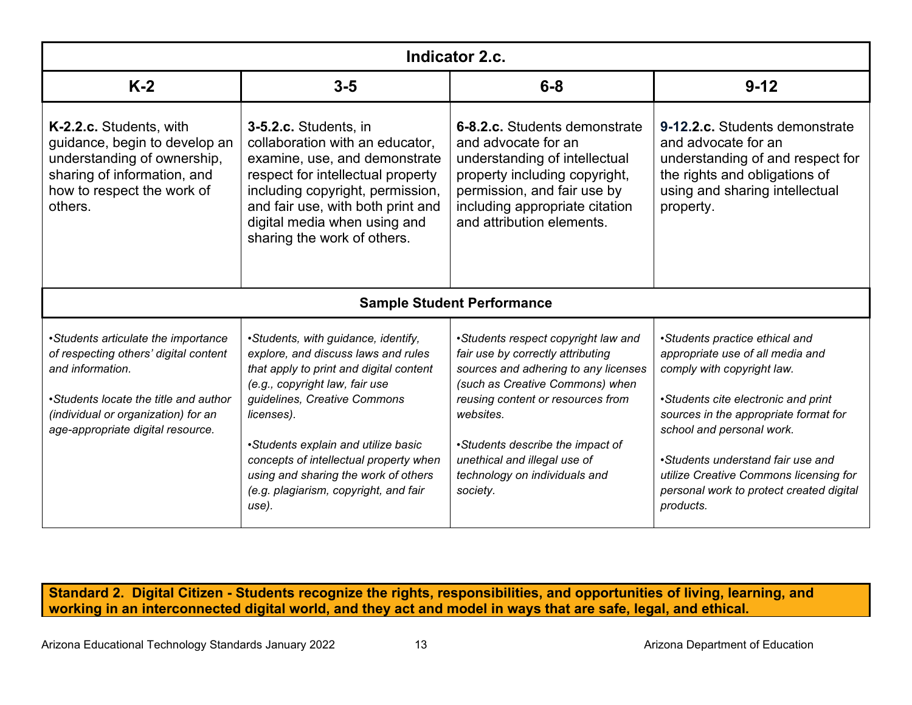| Indicator 2.c. | | | |
|---|---|---|---|
| **K-2** | **3-5** | **6-8** | **9-12** |
| **K-2.2.c.** Students, with guidance, begin to develop an understanding of ownership, sharing of information, and how to respect the work of others. | **3-5.2.c.** Students, in collaboration with an educator, examine, use, and demonstrate respect for intellectual property including copyright, permission, and fair use, with both print and digital media when using and sharing the work of others. | **6-8.2.c.** Students demonstrate and advocate for an understanding of intellectual property including copyright, permission, and fair use by including appropriate citation and attribution elements. | **9-12.2.c.** Students demonstrate and advocate for an understanding of and respect for the rights and obligations of using and sharing intellectual property. |
| **Sample Student Performance** | | | |
| *•Students articulate the importance of respecting others' digital content and information.*<br><br>*•Students locate the title and author (individual or organization) for an age-appropriate digital resource.* | *•Students, with guidance, identify, explore, and discuss laws and rules that apply to print and digital content (e.g., copyright law, fair use guidelines, Creative Commons licenses).*<br><br>*•Students explain and utilize basic concepts of intellectual property when using and sharing the work of others (e.g. plagiarism, copyright, and fair use).* | *•Students respect copyright law and fair use by correctly attributing sources and adhering to any licenses (such as Creative Commons) when reusing content or resources from websites.*<br><br>*•Students describe the impact of unethical and illegal use of technology on individuals and society.* | *•Students practice ethical and appropriate use of all media and comply with copyright law.*<br><br>*•Students cite electronic and print sources in the appropriate format for school and personal work.*<br><br>*•Students understand fair use and utilize Creative Commons licensing for personal work to protect created digital products.* |

**Standard 2. Digital Citizen - Students recognize the rights, responsibilities, and opportunities of living, learning, and working in an interconnected digital world, and they act and model in ways that are safe, legal, and ethical.**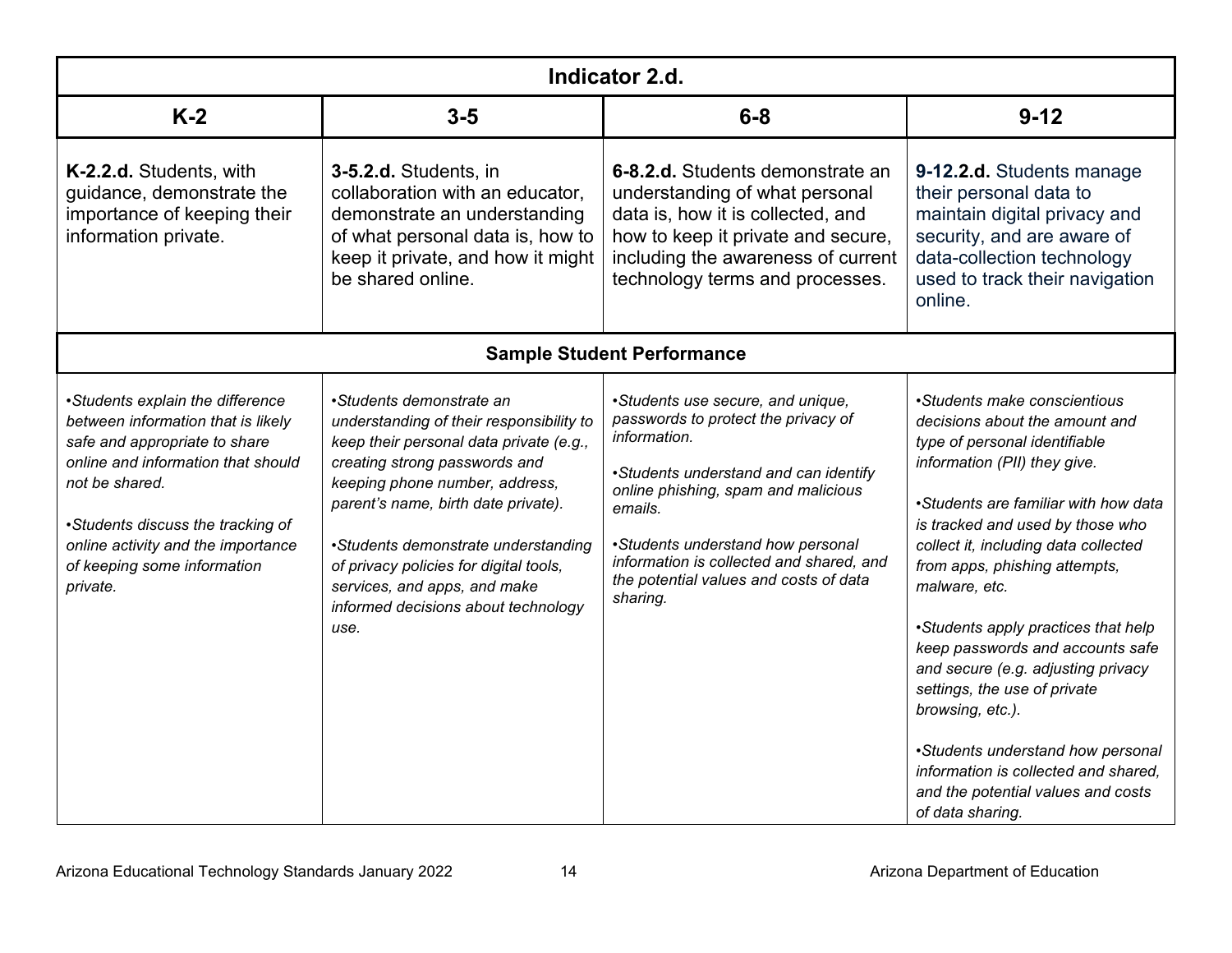| Indicator 2.d. | | | |
|---|---|---|---|
| **K-2** | **3-5** | **6-8** | **9-12** |
| **K-2.2.d.** Students, with guidance, demonstrate the importance of keeping their information private. | **3-5.2.d.** Students, in collaboration with an educator, demonstrate an understanding of what personal data is, how to keep it private, and how it might be shared online. | **6-8.2.d.** Students demonstrate an understanding of what personal data is, how it is collected, and how to keep it private and secure, including the awareness of current technology terms and processes. | **9-12.2.d.** Students manage their personal data to maintain digital privacy and security, and are aware of data-collection technology used to track their navigation online. |
| **Sample Student Performance** | | | |
| *•Students explain the difference between information that is likely safe and appropriate to share online and information that should not be shared.*<br><br>*•Students discuss the tracking of online activity and the importance of keeping some information private.* | *•Students demonstrate an understanding of their responsibility to keep their personal data private (e.g., creating strong passwords and keeping phone number, address, parent's name, birth date private).*<br><br>*•Students demonstrate understanding of privacy policies for digital tools, services, and apps, and make informed decisions about technology use.* | *•Students use secure, and unique, passwords to protect the privacy of information.*<br><br>*•Students understand and can identify online phishing, spam and malicious emails.*<br><br>*•Students understand how personal information is collected and shared, and the potential values and costs of data sharing.* | *•Students make conscientious decisions about the amount and type of personal identifiable information (PII) they give.*<br><br>*•Students are familiar with how data is tracked and used by those who collect it, including data collected from apps, phishing attempts, malware, etc.*<br><br>*•Students apply practices that help keep passwords and accounts safe and secure (e.g. adjusting privacy settings, the use of private browsing, etc.).*<br><br>*•Students understand how personal information is collected and shared, and the potential values and costs of data sharing.* |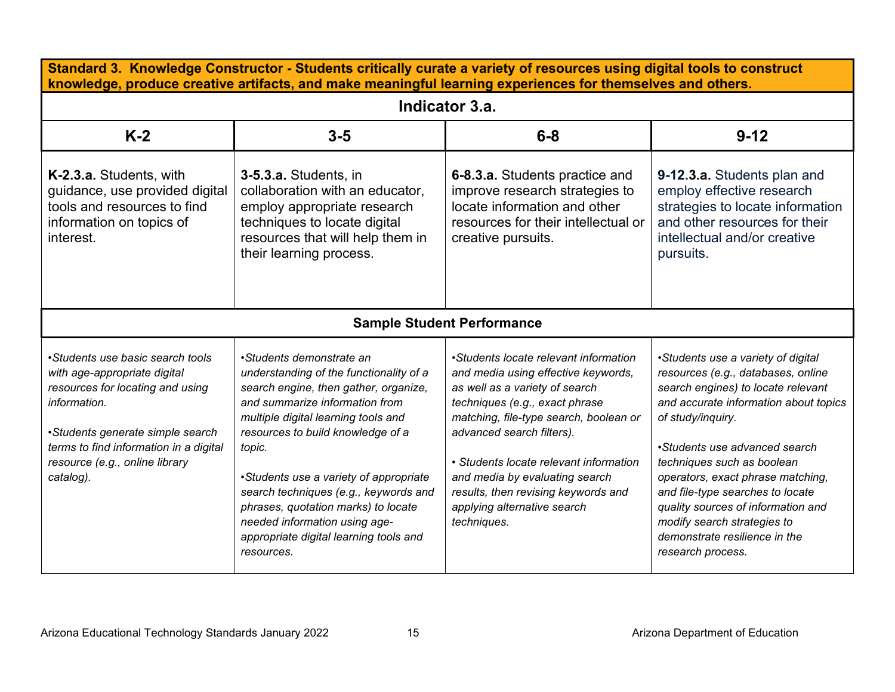| **Standard 3. Knowledge Constructor - Students critically curate a variety of resources using digital tools to construct knowledge, produce creative artifacts, and make meaningful learning experiences for themselves and others.** | | | |
|---|---|---|---|
| **Indicator 3.a.** | | | |
| **K-2** | **3-5** | **6-8** | **9-12** |
| **K-2.3.a.** Students, with guidance, use provided digital tools and resources to find information on topics of interest. | **3-5.3.a.** Students, in collaboration with an educator, employ appropriate research techniques to locate digital resources that will help them in their learning process. | **6-8.3.a.** Students practice and improve research strategies to locate information and other resources for their intellectual or creative pursuits. | **9-12.3.a.** Students plan and employ effective research strategies to locate information and other resources for their intellectual and/or creative pursuits. |
| **Sample Student Performance** | | | |
| *•Students use basic search tools with age-appropriate digital resources for locating and using information.*<br><br>*•Students generate simple search terms to find information in a digital resource (e.g., online library catalog).* | *•Students demonstrate an understanding of the functionality of a search engine, then gather, organize, and summarize information from multiple digital learning tools and resources to build knowledge of a topic.*<br><br>*•Students use a variety of appropriate search techniques (e.g., keywords and phrases, quotation marks) to locate needed information using age-appropriate digital learning tools and resources.* | *•Students locate relevant information and media using effective keywords, as well as a variety of search techniques (e.g., exact phrase matching, file-type search, boolean or advanced search filters).*<br><br>*• Students locate relevant information and media by evaluating search results, then revising keywords and applying alternative search techniques.* | *•Students use a variety of digital resources (e.g., databases, online search engines) to locate relevant and accurate information about topics of study/inquiry.*<br><br>*•Students use advanced search techniques such as boolean operators, exact phrase matching, and file-type searches to locate quality sources of information and modify search strategies to demonstrate resilience in the research process.* |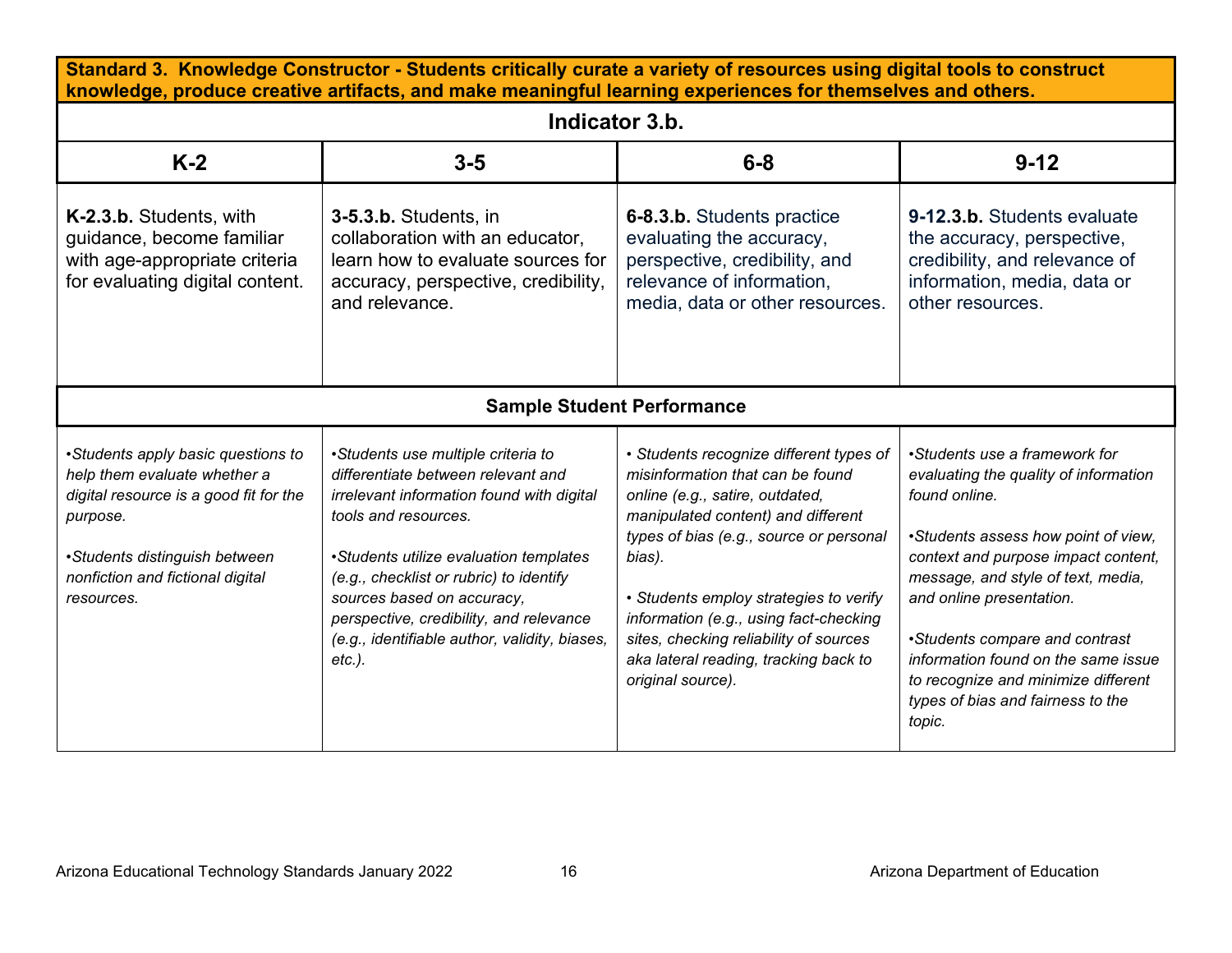| **Standard 3. Knowledge Constructor - Students critically curate a variety of resources using digital tools to construct knowledge, produce creative artifacts, and make meaningful learning experiences for themselves and others.** | | | |
|---|---|---|---|
| **Indicator 3.b.** | | | |
| **K-2** | **3-5** | **6-8** | **9-12** |
| **K-2.3.b.** Students, with guidance, become familiar with age-appropriate criteria for evaluating digital content. | **3-5.3.b.** Students, in collaboration with an educator, learn how to evaluate sources for accuracy, perspective, credibility, and relevance. | **6-8.3.b.** Students practice evaluating the accuracy, perspective, credibility, and relevance of information, media, data or other resources. | **9-12.3.b.** Students evaluate the accuracy, perspective, credibility, and relevance of information, media, data or other resources. |
| **Sample Student Performance** | | | |
| *•Students apply basic questions to help them evaluate whether a digital resource is a good fit for the purpose.*<br><br>*•Students distinguish between nonfiction and fictional digital resources.* | *•Students use multiple criteria to differentiate between relevant and irrelevant information found with digital tools and resources.*<br><br>*•Students utilize evaluation templates (e.g., checklist or rubric) to identify sources based on accuracy, perspective, credibility, and relevance (e.g., identifiable author, validity, biases, etc.).* | *• Students recognize different types of misinformation that can be found online (e.g., satire, outdated, manipulated content) and different types of bias (e.g., source or personal bias).*<br><br>*• Students employ strategies to verify information (e.g., using fact-checking sites, checking reliability of sources aka lateral reading, tracking back to original source).* | *•Students use a framework for evaluating the quality of information found online.*<br><br>*•Students assess how point of view, context and purpose impact content, message, and style of text, media, and online presentation.*<br><br>*•Students compare and contrast information found on the same issue to recognize and minimize different types of bias and fairness to the topic.* |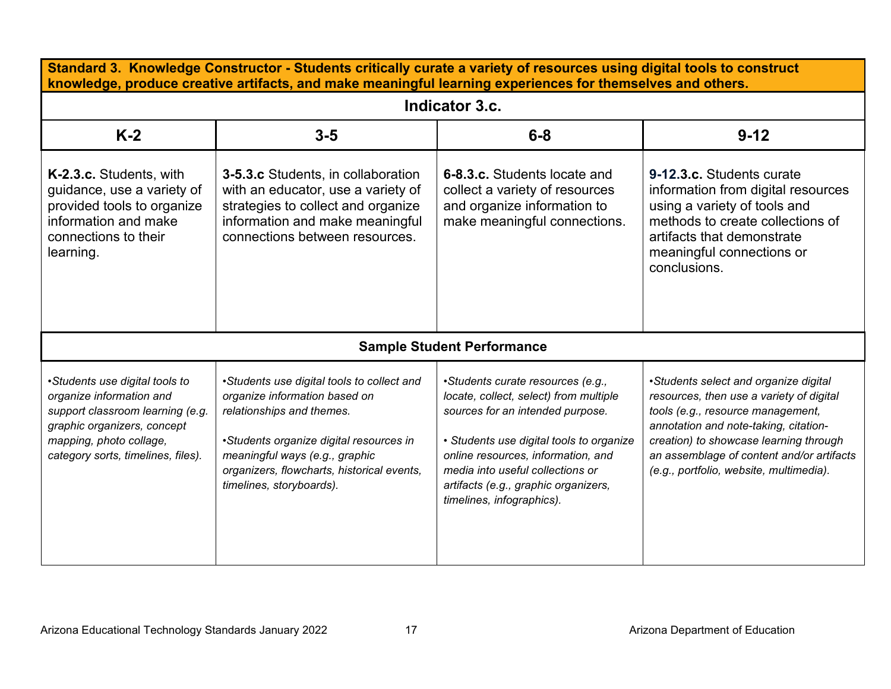| Standard 3. Knowledge Constructor - Students critically curate a variety of resources using digital tools to construct knowledge, produce creative artifacts, and make meaningful learning experiences for themselves and others. | | | |
|---|---|---|---|
| **Indicator 3.c.** | | | |
| **K-2** | **3-5** | **6-8** | **9-12** |
| **K-2.3.c.** Students, with guidance, use a variety of provided tools to organize information and make connections to their learning. | **3-5.3.c** Students, in collaboration with an educator, use a variety of strategies to collect and organize information and make meaningful connections between resources. | **6-8.3.c.** Students locate and collect a variety of resources and organize information to make meaningful connections. | **9-12.3.c.** Students curate information from digital resources using a variety of tools and methods to create collections of artifacts that demonstrate meaningful connections or conclusions. |
| **Sample Student Performance** | | | |
| *•Students use digital tools to organize information and support classroom learning (e.g. graphic organizers, concept mapping, photo collage, category sorts, timelines, files).* | *•Students use digital tools to collect and organize information based on relationships and themes.*<br><br>*•Students organize digital resources in meaningful ways (e.g., graphic organizers, flowcharts, historical events, timelines, storyboards).* | *•Students curate resources (e.g., locate, collect, select) from multiple sources for an intended purpose.*<br><br>*• Students use digital tools to organize online resources, information, and media into useful collections or artifacts (e.g., graphic organizers, timelines, infographics).* | *•Students select and organize digital resources, then use a variety of digital tools (e.g., resource management, annotation and note-taking, citation-creation) to showcase learning through an assemblage of content and/or artifacts (e.g., portfolio, website, multimedia).* |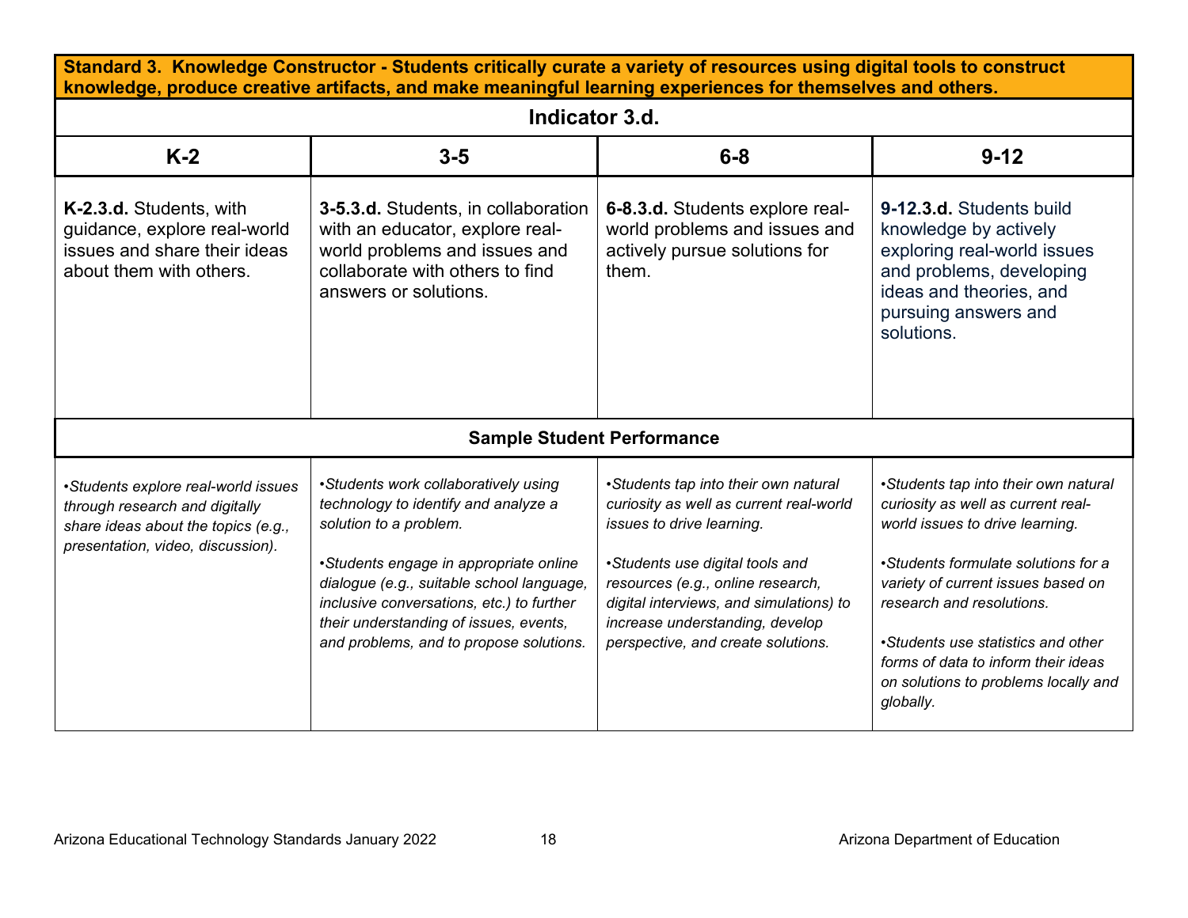**Standard 3. Knowledge Constructor - Students critically curate a variety of resources using digital tools to construct knowledge, produce creative artifacts, and make meaningful learning experiences for themselves and others.**

| Indicator 3.d. | | | |
|---|---|---|---|
| **K-2** | **3-5** | **6-8** | **9-12** |
| **K-2.3.d.** Students, with guidance, explore real-world issues and share their ideas about them with others. | **3-5.3.d.** Students, in collaboration with an educator, explore real-world problems and issues and collaborate with others to find answers or solutions. | **6-8.3.d.** Students explore real-world problems and issues and actively pursue solutions for them. | **9-12.3.d.** Students build knowledge by actively exploring real-world issues and problems, developing ideas and theories, and pursuing answers and solutions. |
| **Sample Student Performance** | | | |
| *•Students explore real-world issues through research and digitally share ideas about the topics (e.g., presentation, video, discussion).* | *•Students work collaboratively using technology to identify and analyze a solution to a problem.*<br><br>*•Students engage in appropriate online dialogue (e.g., suitable school language, inclusive conversations, etc.) to further their understanding of issues, events, and problems, and to propose solutions.* | *•Students tap into their own natural curiosity as well as current real-world issues to drive learning.*<br><br>*•Students use digital tools and resources (e.g., online research, digital interviews, and simulations) to increase understanding, develop perspective, and create solutions.* | *•Students tap into their own natural curiosity as well as current real-world issues to drive learning.*<br><br>*•Students formulate solutions for a variety of current issues based on research and resolutions.*<br><br>*•Students use statistics and other forms of data to inform their ideas on solutions to problems locally and globally.* |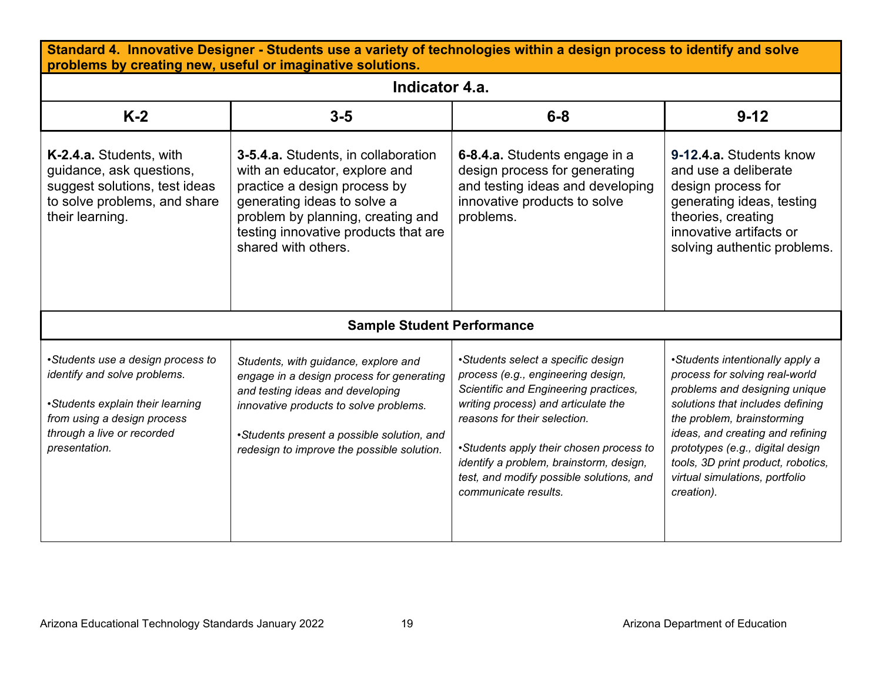| Standard 4. Innovative Designer - Students use a variety of technologies within a design process to identify and solve problems by creating new, useful or imaginative solutions. | | | |
|---|---|---|---|
| **Indicator 4.a.** | | | |
| **K-2** | **3-5** | **6-8** | **9-12** |
| **K-2.4.a.** Students, with guidance, ask questions, suggest solutions, test ideas to solve problems, and share their learning. | **3-5.4.a.** Students, in collaboration with an educator, explore and practice a design process by generating ideas to solve a problem by planning, creating and testing innovative products that are shared with others. | **6-8.4.a.** Students engage in a design process for generating and testing ideas and developing innovative products to solve problems. | **9-12.4.a.** Students know and use a deliberate design process for generating ideas, testing theories, creating innovative artifacts or solving authentic problems. |
| **Sample Student Performance** | | | |
| *•Students use a design process to identify and solve problems.*<br><br>*•Students explain their learning from using a design process through a live or recorded presentation.* | *Students, with guidance, explore and engage in a design process for generating and testing ideas and developing innovative products to solve problems.*<br><br>*•Students present a possible solution, and redesign to improve the possible solution.* | *•Students select a specific design process (e.g., engineering design, Scientific and Engineering practices, writing process) and articulate the reasons for their selection.*<br><br>*•Students apply their chosen process to identify a problem, brainstorm, design, test, and modify possible solutions, and communicate results.* | *•Students intentionally apply a process for solving real-world problems and designing unique solutions that includes defining the problem, brainstorming ideas, and creating and refining prototypes (e.g., digital design tools, 3D print product, robotics, virtual simulations, portfolio creation).* |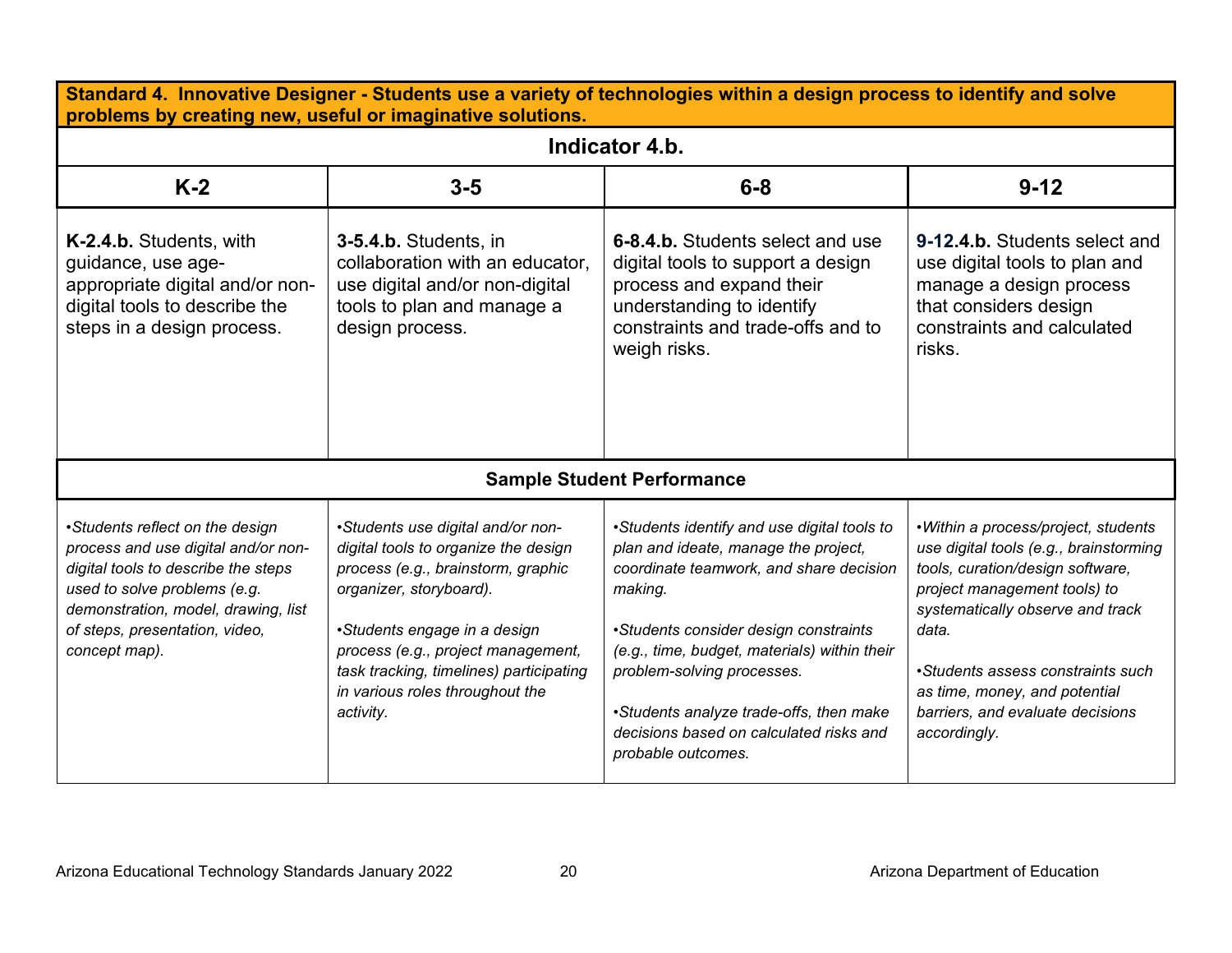| **Standard 4. Innovative Designer - Students use a variety of technologies within a design process to identify and solve problems by creating new, useful or imaginative solutions.** | | | |
|---|---|---|---|
| **Indicator 4.b.** | | | |
| **K-2** | **3-5** | **6-8** | **9-12** |
| **K-2.4.b.** Students, with guidance, use age-appropriate digital and/or non-digital tools to describe the steps in a design process. | **3-5.4.b.** Students, in collaboration with an educator, use digital and/or non-digital tools to plan and manage a design process. | **6-8.4.b.** Students select and use digital tools to support a design process and expand their understanding to identify constraints and trade-offs and to weigh risks. | **9-12.4.b.** Students select and use digital tools to plan and manage a design process that considers design constraints and calculated risks. |
| **Sample Student Performance** | | | |
| *•Students reflect on the design process and use digital and/or non-digital tools to describe the steps used to solve problems (e.g. demonstration, model, drawing, list of steps, presentation, video, concept map).* | *•Students use digital and/or non-digital tools to organize the design process (e.g., brainstorm, graphic organizer, storyboard).*<br><br>*•Students engage in a design process (e.g., project management, task tracking, timelines) participating in various roles throughout the activity.* | *•Students identify and use digital tools to plan and ideate, manage the project, coordinate teamwork, and share decision making.*<br><br>*•Students consider design constraints (e.g., time, budget, materials) within their problem-solving processes.*<br><br>*•Students analyze trade-offs, then make decisions based on calculated risks and probable outcomes.* | *•Within a process/project, students use digital tools (e.g., brainstorming tools, curation/design software, project management tools) to systematically observe and track data.*<br><br>*•Students assess constraints such as time, money, and potential barriers, and evaluate decisions accordingly.* |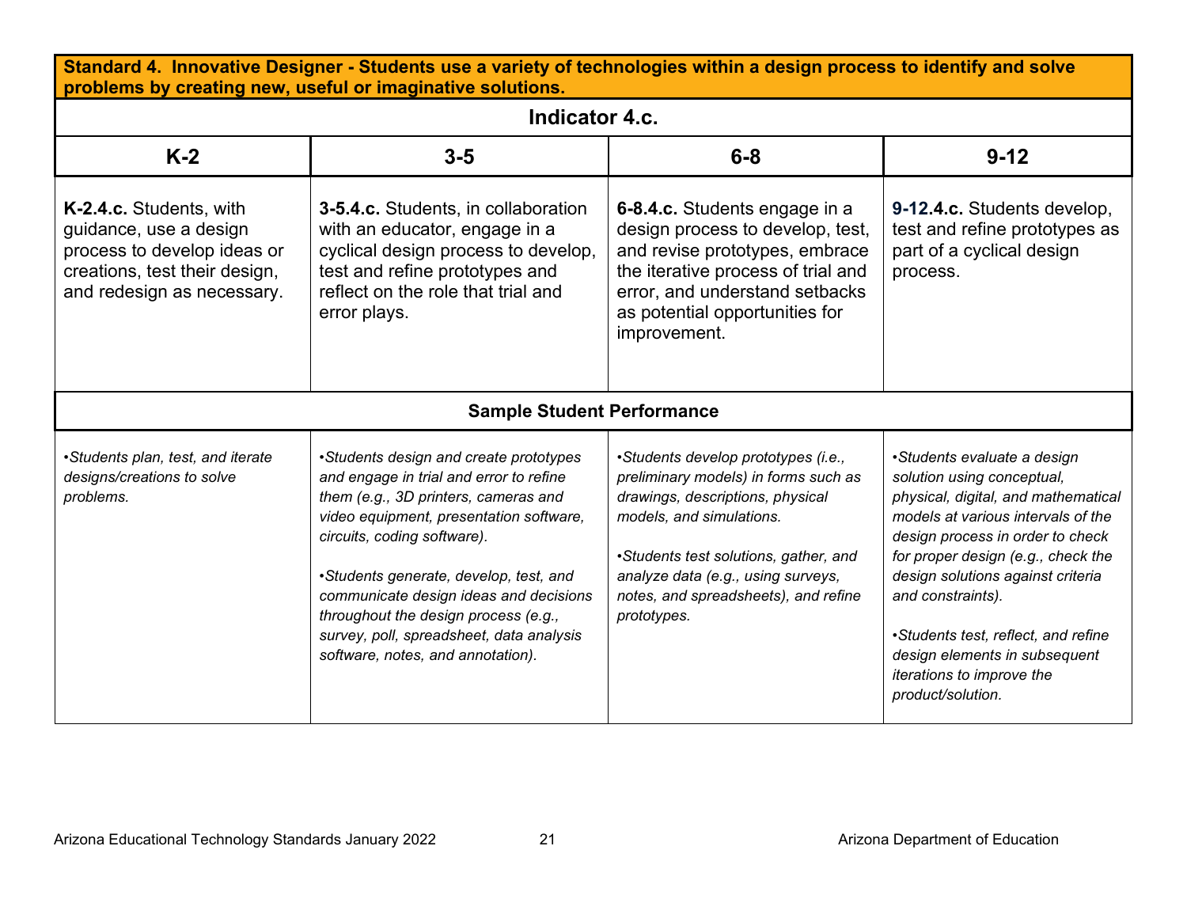**Standard 4. Innovative Designer - Students use a variety of technologies within a design process to identify and solve problems by creating new, useful or imaginative solutions.**

**Indicator 4.c.**

| K-2 | 3-5 | 6-8 | 9-12 |
|---|---|---|---|
| **K-2.4.c.** Students, with guidance, use a design process to develop ideas or creations, test their design, and redesign as necessary. | **3-5.4.c.** Students, in collaboration with an educator, engage in a cyclical design process to develop, test and refine prototypes and reflect on the role that trial and error plays. | **6-8.4.c.** Students engage in a design process to develop, test, and revise prototypes, embrace the iterative process of trial and error, and understand setbacks as potential opportunities for improvement. | **9-12.4.c.** Students develop, test and refine prototypes as part of a cyclical design process. |
| **Sample Student Performance** | | | |
| *•Students plan, test, and iterate designs/creations to solve problems.* | *•Students design and create prototypes and engage in trial and error to refine them (e.g., 3D printers, cameras and video equipment, presentation software, circuits, coding software).*<br><br>*•Students generate, develop, test, and communicate design ideas and decisions throughout the design process (e.g., survey, poll, spreadsheet, data analysis software, notes, and annotation).* | *•Students develop prototypes (i.e., preliminary models) in forms such as drawings, descriptions, physical models, and simulations.*<br><br>*•Students test solutions, gather, and analyze data (e.g., using surveys, notes, and spreadsheets), and refine prototypes.* | *•Students evaluate a design solution using conceptual, physical, digital, and mathematical models at various intervals of the design process in order to check for proper design (e.g., check the design solutions against criteria and constraints).*<br><br>*•Students test, reflect, and refine design elements in subsequent iterations to improve the product/solution.* |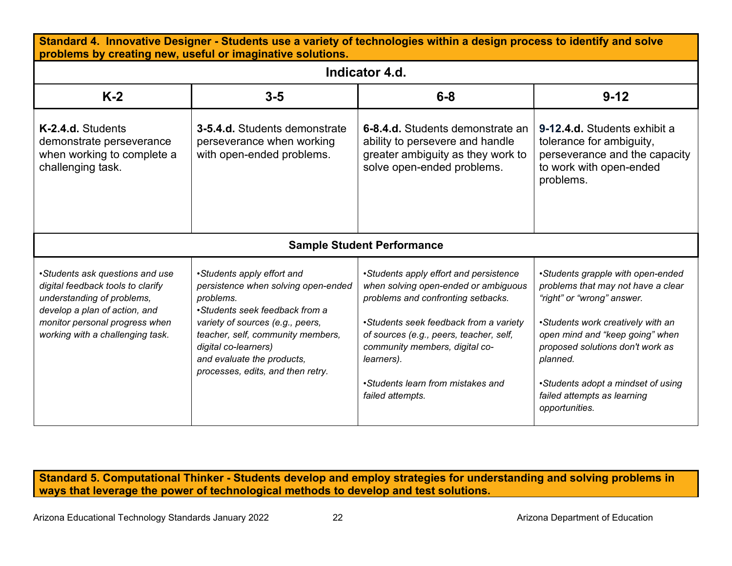**Standard 4. Innovative Designer - Students use a variety of technologies within a design process to identify and solve problems by creating new, useful or imaginative solutions.**

### Indicator 4.d.

| K-2 | 3-5 | 6-8 | 9-12 |
|---|---|---|---|
| **K-2.4.d.** Students demonstrate perseverance when working to complete a challenging task. | **3-5.4.d.** Students demonstrate perseverance when working with open-ended problems. | **6-8.4.d.** Students demonstrate an ability to persevere and handle greater ambiguity as they work to solve open-ended problems. | **9-12.4.d.** Students exhibit a tolerance for ambiguity, perseverance and the capacity to work with open-ended problems. |
| **Sample Student Performance** | | | |
| *•Students ask questions and use digital feedback tools to clarify understanding of problems, develop a plan of action, and monitor personal progress when working with a challenging task.* | *•Students apply effort and persistence when solving open-ended problems.* <br> *•Students seek feedback from a variety of sources (e.g., peers, teacher, self, community members, digital co-learners) and evaluate the products, processes, edits, and then retry.* | *•Students apply effort and persistence when solving open-ended or ambiguous problems and confronting setbacks.* <br><br> *•Students seek feedback from a variety of sources (e.g., peers, teacher, self, community members, digital co-learners).* <br><br> *•Students learn from mistakes and failed attempts.* | *•Students grapple with open-ended problems that may not have a clear "right" or "wrong" answer.* <br><br> *•Students work creatively with an open mind and "keep going" when proposed solutions don't work as planned.* <br><br> *•Students adopt a mindset of using failed attempts as learning opportunities.* |

**Standard 5. Computational Thinker - Students develop and employ strategies for understanding and solving problems in ways that leverage the power of technological methods to develop and test solutions.**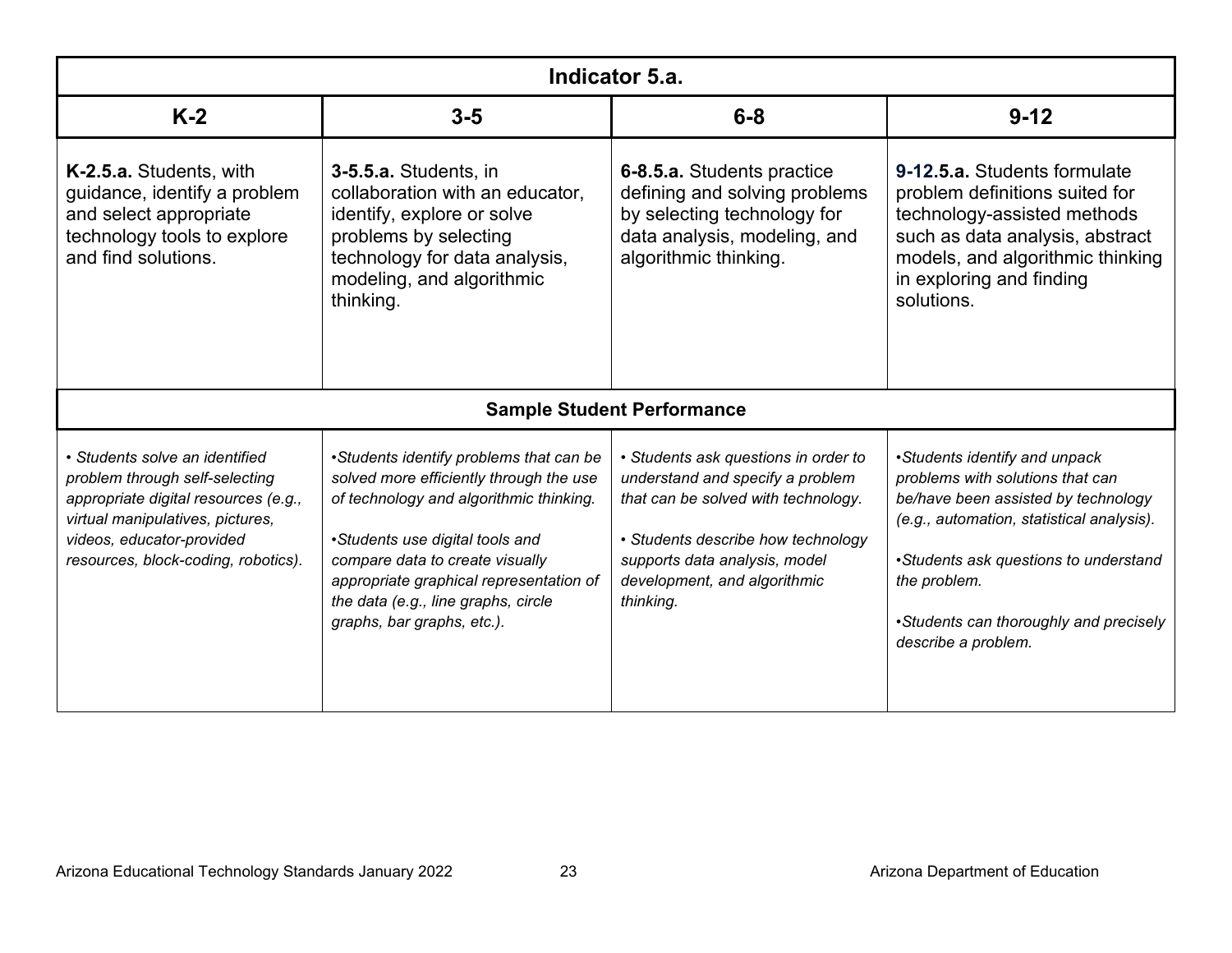| Indicator 5.a. | | | |
|---|---|---|---|
| **K-2** | **3-5** | **6-8** | **9-12** |
| **K-2.5.a.** Students, with guidance, identify a problem and select appropriate technology tools to explore and find solutions. | **3-5.5.a.** Students, in collaboration with an educator, identify, explore or solve problems by selecting technology for data analysis, modeling, and algorithmic thinking. | **6-8.5.a.** Students practice defining and solving problems by selecting technology for data analysis, modeling, and algorithmic thinking. | **9-12.5.a.** Students formulate problem definitions suited for technology-assisted methods such as data analysis, abstract models, and algorithmic thinking in exploring and finding solutions. |
| **Sample Student Performance** | | | |
| *• Students solve an identified problem through self-selecting appropriate digital resources (e.g., virtual manipulatives, pictures, videos, educator-provided resources, block-coding, robotics).* | *•Students identify problems that can be solved more efficiently through the use of technology and algorithmic thinking.*<br><br>*•Students use digital tools and compare data to create visually appropriate graphical representation of the data (e.g., line graphs, circle graphs, bar graphs, etc.).* | *• Students ask questions in order to understand and specify a problem that can be solved with technology.*<br><br>*• Students describe how technology supports data analysis, model development, and algorithmic thinking.* | *•Students identify and unpack problems with solutions that can be/have been assisted by technology (e.g., automation, statistical analysis).*<br><br>*•Students ask questions to understand the problem.*<br><br>*•Students can thoroughly and precisely describe a problem.* |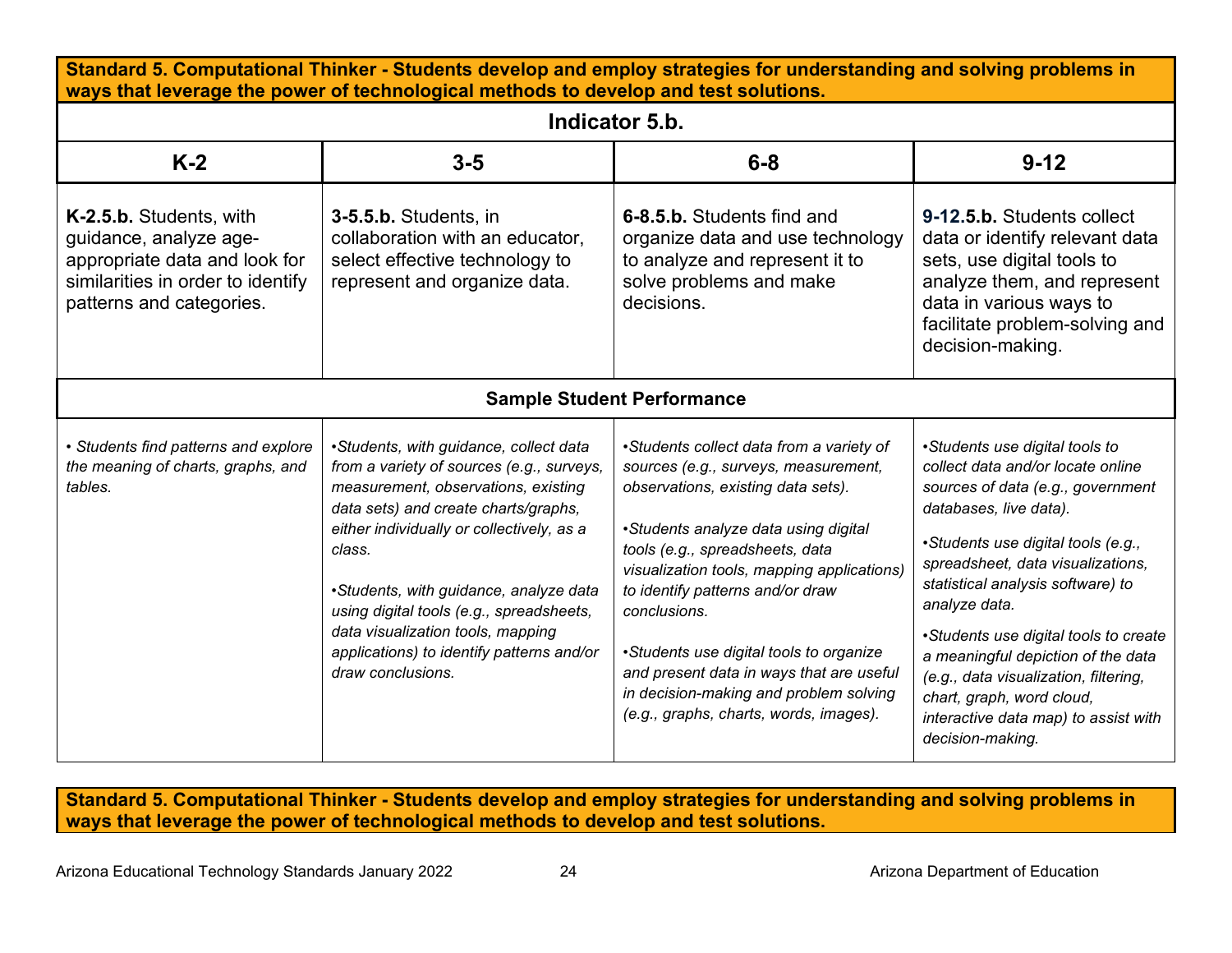**Standard 5. Computational Thinker - Students develop and employ strategies for understanding and solving problems in ways that leverage the power of technological methods to develop and test solutions.**

| Indicator 5.b. | | | |
|---|---|---|---|
| **K-2** | **3-5** | **6-8** | **9-12** |
| **K-2.5.b.** Students, with guidance, analyze age-appropriate data and look for similarities in order to identify patterns and categories. | **3-5.5.b.** Students, in collaboration with an educator, select effective technology to represent and organize data. | **6-8.5.b.** Students find and organize data and use technology to analyze and represent it to solve problems and make decisions. | **9-12.5.b.** Students collect data or identify relevant data sets, use digital tools to analyze them, and represent data in various ways to facilitate problem-solving and decision-making. |
| **Sample Student Performance** | | | |
| *• Students find patterns and explore the meaning of charts, graphs, and tables.* | *•Students, with guidance, collect data from a variety of sources (e.g., surveys, measurement, observations, existing data sets) and create charts/graphs, either individually or collectively, as a class.*<br><br>*•Students, with guidance, analyze data using digital tools (e.g., spreadsheets, data visualization tools, mapping applications) to identify patterns and/or draw conclusions.* | *•Students collect data from a variety of sources (e.g., surveys, measurement, observations, existing data sets).*<br><br>*•Students analyze data using digital tools (e.g., spreadsheets, data visualization tools, mapping applications) to identify patterns and/or draw conclusions.*<br><br>*•Students use digital tools to organize and present data in ways that are useful in decision-making and problem solving (e.g., graphs, charts, words, images).* | *•Students use digital tools to collect data and/or locate online sources of data (e.g., government databases, live data).*<br><br>*•Students use digital tools (e.g., spreadsheet, data visualizations, statistical analysis software) to analyze data.*<br><br>*•Students use digital tools to create a meaningful depiction of the data (e.g., data visualization, filtering, chart, graph, word cloud, interactive data map) to assist with decision-making.* |

**Standard 5. Computational Thinker - Students develop and employ strategies for understanding and solving problems in ways that leverage the power of technological methods to develop and test solutions.**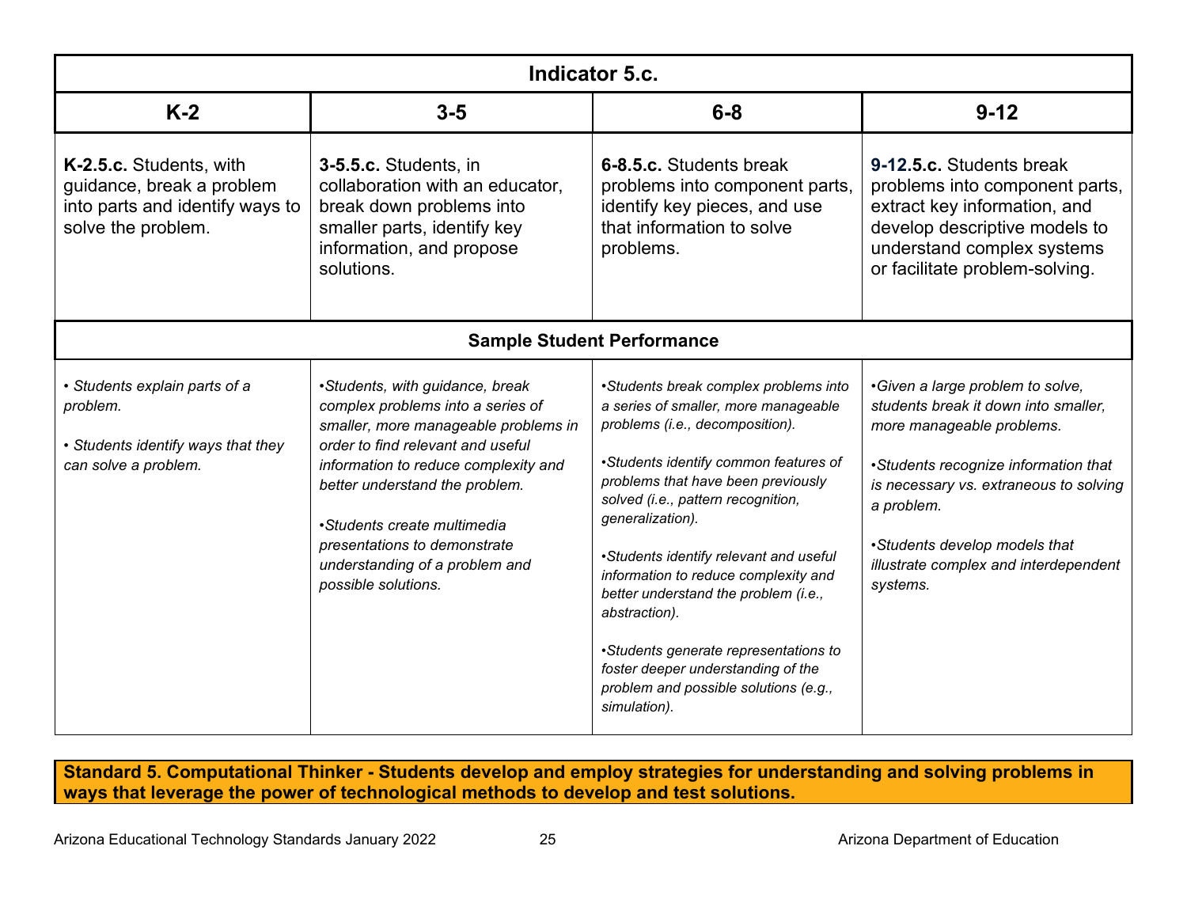| Indicator 5.c. | | | |
|---|---|---|---|
| **K-2** | **3-5** | **6-8** | **9-12** |
| **K-2.5.c.** Students, with guidance, break a problem into parts and identify ways to solve the problem. | **3-5.5.c.** Students, in collaboration with an educator, break down problems into smaller parts, identify key information, and propose solutions. | **6-8.5.c.** Students break problems into component parts, identify key pieces, and use that information to solve problems. | **9-12.5.c.** Students break problems into component parts, extract key information, and develop descriptive models to understand complex systems or facilitate problem-solving. |
| **Sample Student Performance** | | | |
| *• Students explain parts of a problem.*<br><br>*• Students identify ways that they can solve a problem.* | *•Students, with guidance, break complex problems into a series of smaller, more manageable problems in order to find relevant and useful information to reduce complexity and better understand the problem.*<br><br>*•Students create multimedia presentations to demonstrate understanding of a problem and possible solutions.* | *•Students break complex problems into a series of smaller, more manageable problems (i.e., decomposition).*<br><br>*•Students identify common features of problems that have been previously solved (i.e., pattern recognition, generalization).*<br><br>*•Students identify relevant and useful information to reduce complexity and better understand the problem (i.e., abstraction).*<br><br>*•Students generate representations to foster deeper understanding of the problem and possible solutions (e.g., simulation).* | *•Given a large problem to solve, students break it down into smaller, more manageable problems.*<br><br>*•Students recognize information that is necessary vs. extraneous to solving a problem.*<br><br>*•Students develop models that illustrate complex and interdependent systems.* |

**Standard 5. Computational Thinker - Students develop and employ strategies for understanding and solving problems in ways that leverage the power of technological methods to develop and test solutions.**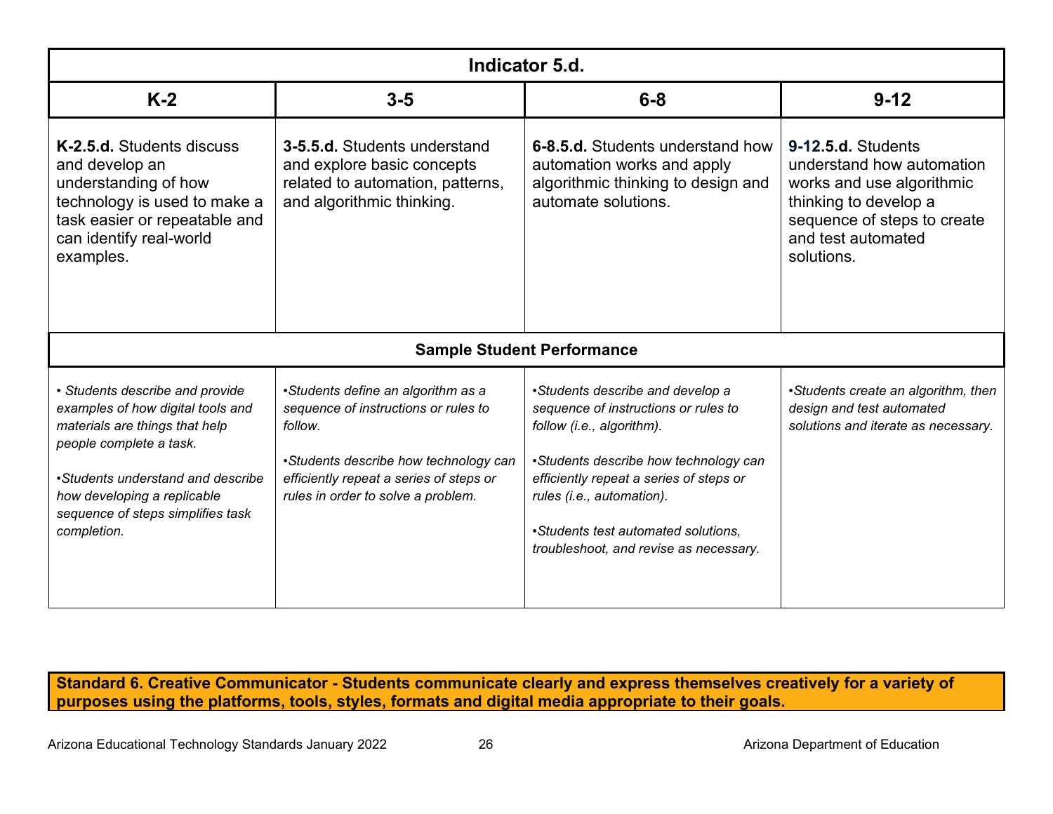| Indicator 5.d. | | | |
|---|---|---|---|
| **K-2** | **3-5** | **6-8** | **9-12** |
| **K-2.5.d.** Students discuss and develop an understanding of how technology is used to make a task easier or repeatable and can identify real-world examples. | **3-5.5.d.** Students understand and explore basic concepts related to automation, patterns, and algorithmic thinking. | **6-8.5.d.** Students understand how automation works and apply algorithmic thinking to design and automate solutions. | **9-12.5.d.** Students understand how automation works and use algorithmic thinking to develop a sequence of steps to create and test automated solutions. |
| **Sample Student Performance** | | | |
| *• Students describe and provide examples of how digital tools and materials are things that help people complete a task.*<br><br>*•Students understand and describe how developing a replicable sequence of steps simplifies task completion.* | *•Students define an algorithm as a sequence of instructions or rules to follow.*<br><br>*•Students describe how technology can efficiently repeat a series of steps or rules in order to solve a problem.* | *•Students describe and develop a sequence of instructions or rules to follow (i.e., algorithm).*<br><br>*•Students describe how technology can efficiently repeat a series of steps or rules (i.e., automation).*<br><br>*•Students test automated solutions, troubleshoot, and revise as necessary.* | *•Students create an algorithm, then design and test automated solutions and iterate as necessary.* |

**Standard 6. Creative Communicator - Students communicate clearly and express themselves creatively for a variety of purposes using the platforms, tools, styles, formats and digital media appropriate to their goals.**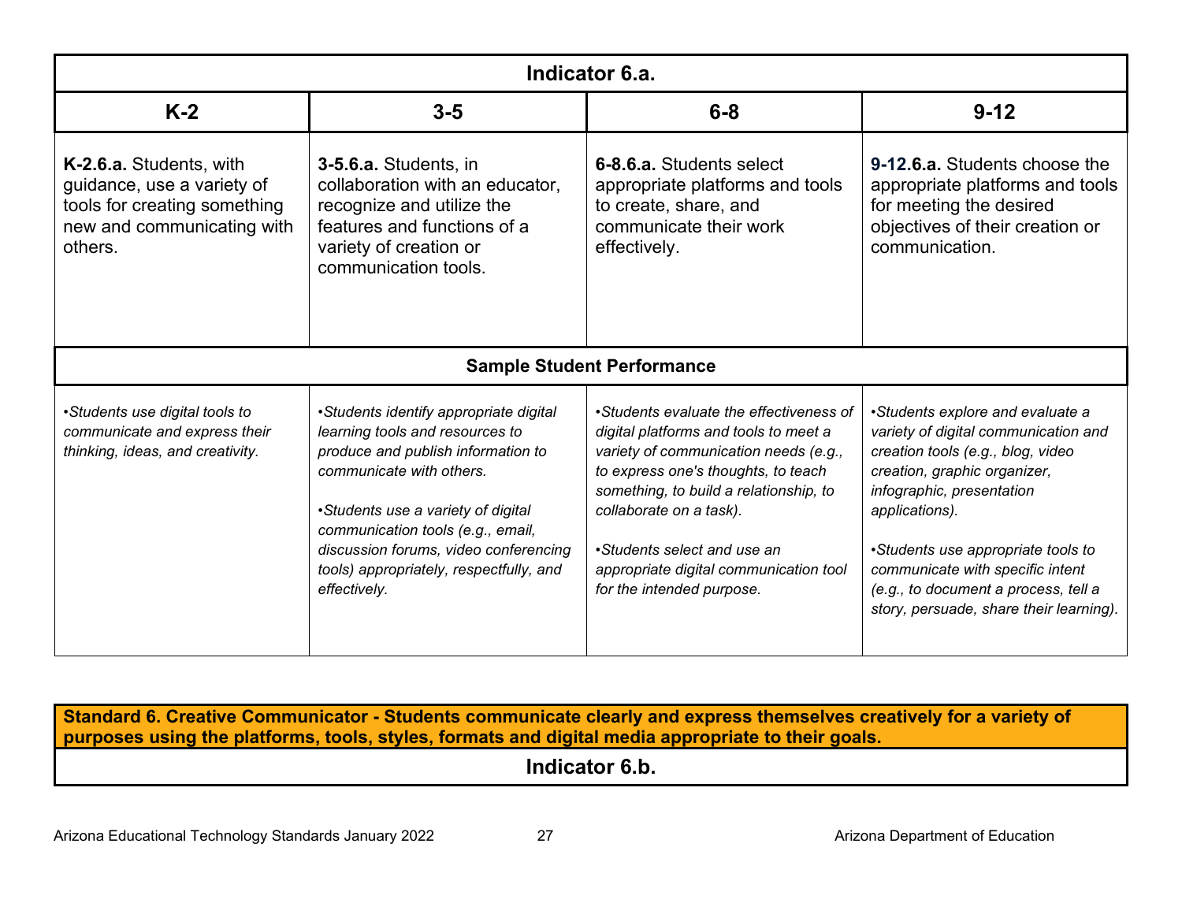| Indicator 6.a. | | | |
|---|---|---|---|
| **K-2** | **3-5** | **6-8** | **9-12** |
| **K-2.6.a.** Students, with guidance, use a variety of tools for creating something new and communicating with others. | **3-5.6.a.** Students, in collaboration with an educator, recognize and utilize the features and functions of a variety of creation or communication tools. | **6-8.6.a.** Students select appropriate platforms and tools to create, share, and communicate their work effectively. | **9-12.6.a.** Students choose the appropriate platforms and tools for meeting the desired objectives of their creation or communication. |
| **Sample Student Performance** | | | |
| *•Students use digital tools to communicate and express their thinking, ideas, and creativity.* | *•Students identify appropriate digital learning tools and resources to produce and publish information to communicate with others.*<br><br>*•Students use a variety of digital communication tools (e.g., email, discussion forums, video conferencing tools) appropriately, respectfully, and effectively.* | *•Students evaluate the effectiveness of digital platforms and tools to meet a variety of communication needs (e.g., to express one's thoughts, to teach something, to build a relationship, to collaborate on a task).*<br><br>*•Students select and use an appropriate digital communication tool for the intended purpose.* | *•Students explore and evaluate a variety of digital communication and creation tools (e.g., blog, video creation, graphic organizer, infographic, presentation applications).*<br><br>*•Students use appropriate tools to communicate with specific intent (e.g., to document a process, tell a story, persuade, share their learning).* |

**Standard 6. Creative Communicator - Students communicate clearly and express themselves creatively for a variety of purposes using the platforms, tools, styles, formats and digital media appropriate to their goals.**

**Indicator 6.b.**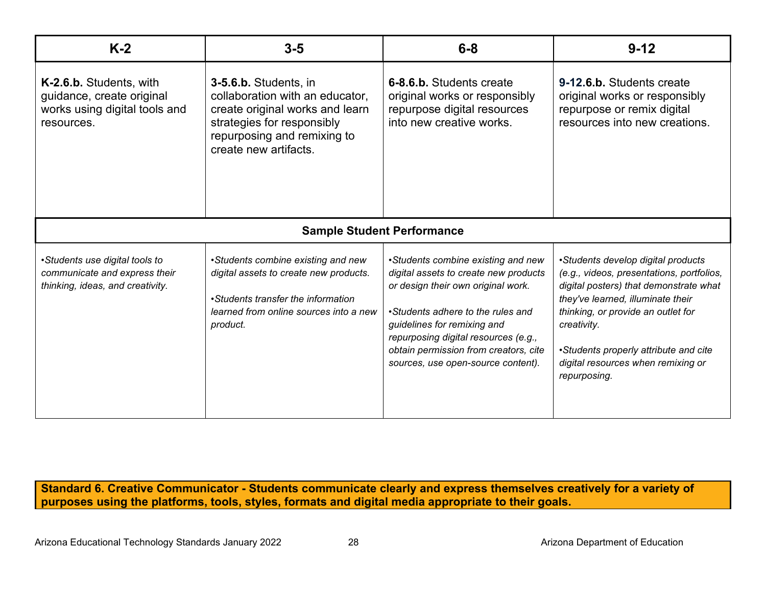| K-2 | 3-5 | 6-8 | 9-12 |
|---|---|---|---|
| **K-2.6.b.** Students, with guidance, create original works using digital tools and resources. | **3-5.6.b.** Students, in collaboration with an educator, create original works and learn strategies for responsibly repurposing and remixing to create new artifacts. | **6-8.6.b.** Students create original works or responsibly repurpose digital resources into new creative works. | **9-12.6.b.** Students create original works or responsibly repurpose or remix digital resources into new creations. |
| **Sample Student Performance** | | | |
| *•Students use digital tools to communicate and express their thinking, ideas, and creativity.* | *•Students combine existing and new digital assets to create new products.*<br><br>*•Students transfer the information learned from online sources into a new product.* | *•Students combine existing and new digital assets to create new products or design their own original work.*<br><br>*•Students adhere to the rules and guidelines for remixing and repurposing digital resources (e.g., obtain permission from creators, cite sources, use open-source content).* | *•Students develop digital products (e.g., videos, presentations, portfolios, digital posters) that demonstrate what they've learned, illuminate their thinking, or provide an outlet for creativity.*<br><br>*•Students properly attribute and cite digital resources when remixing or repurposing.* |

**Standard 6. Creative Communicator - Students communicate clearly and express themselves creatively for a variety of purposes using the platforms, tools, styles, formats and digital media appropriate to their goals.**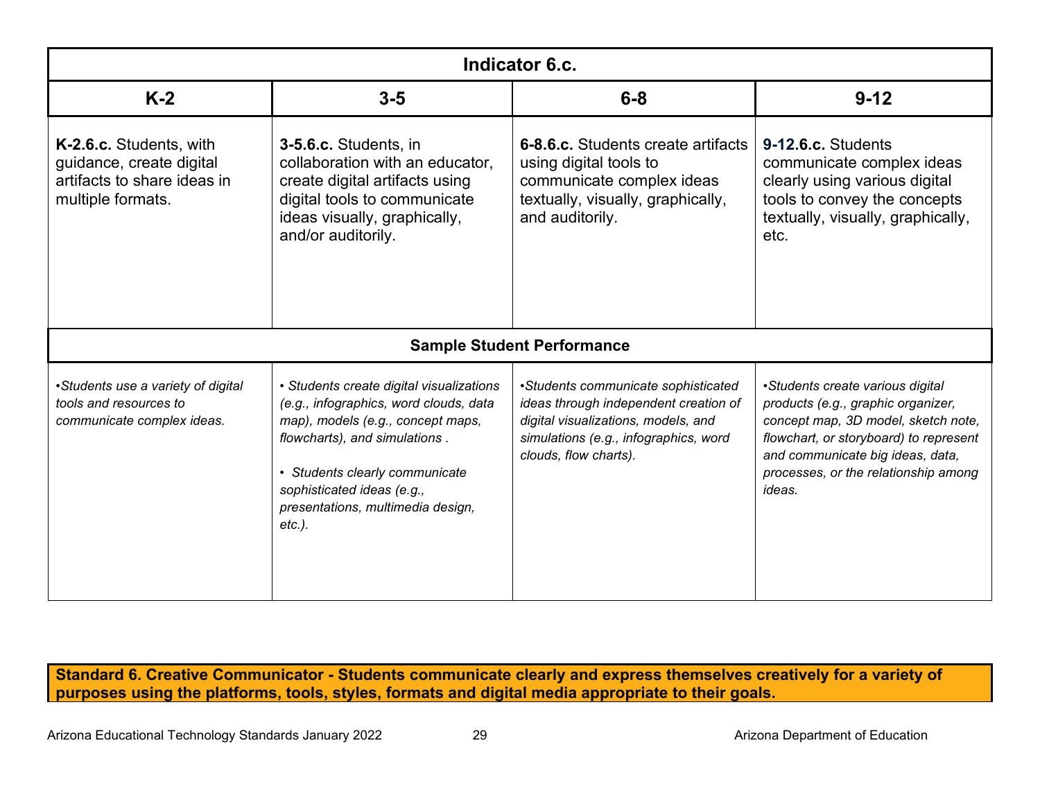| Indicator 6.c. | | | |
|---|---|---|---|
| **K-2** | **3-5** | **6-8** | **9-12** |
| **K-2.6.c.** Students, with guidance, create digital artifacts to share ideas in multiple formats. | **3-5.6.c.** Students, in collaboration with an educator, create digital artifacts using digital tools to communicate ideas visually, graphically, and/or auditorily. | **6-8.6.c.** Students create artifacts using digital tools to communicate complex ideas textually, visually, graphically, and auditorily. | **9-12.6.c.** Students communicate complex ideas clearly using various digital tools to convey the concepts textually, visually, graphically, etc. |
| **Sample Student Performance** | | | |
| *•Students use a variety of digital tools and resources to communicate complex ideas.* | *• Students create digital visualizations (e.g., infographics, word clouds, data map), models (e.g., concept maps, flowcharts), and simulations .*<br><br>*• Students clearly communicate sophisticated ideas (e.g., presentations, multimedia design, etc.).* | *•Students communicate sophisticated ideas through independent creation of digital visualizations, models, and simulations (e.g., infographics, word clouds, flow charts).* | *•Students create various digital products (e.g., graphic organizer, concept map, 3D model, sketch note, flowchart, or storyboard) to represent and communicate big ideas, data, processes, or the relationship among ideas.* |

**Standard 6. Creative Communicator - Students communicate clearly and express themselves creatively for a variety of purposes using the platforms, tools, styles, formats and digital media appropriate to their goals.**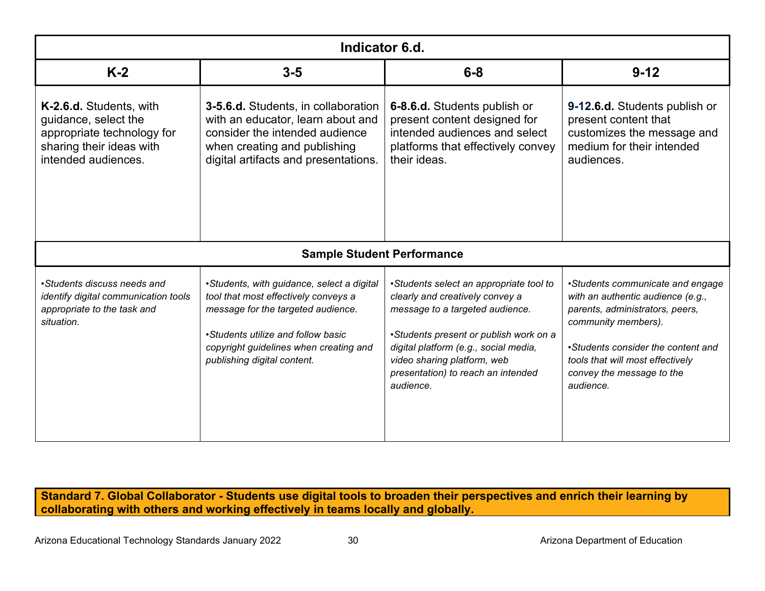| Indicator 6.d. | | | |
|---|---|---|---|
| **K-2** | **3-5** | **6-8** | **9-12** |
| **K-2.6.d.** Students, with guidance, select the appropriate technology for sharing their ideas with intended audiences. | **3-5.6.d.** Students, in collaboration with an educator, learn about and consider the intended audience when creating and publishing digital artifacts and presentations. | **6-8.6.d.** Students publish or present content designed for intended audiences and select platforms that effectively convey their ideas. | **9-12.6.d.** Students publish or present content that customizes the message and medium for their intended audiences. |
| **Sample Student Performance** | | | |
| *•Students discuss needs and identify digital communication tools appropriate to the task and situation.* | *•Students, with guidance, select a digital tool that most effectively conveys a message for the targeted audience.*<br><br>*•Students utilize and follow basic copyright guidelines when creating and publishing digital content.* | *•Students select an appropriate tool to clearly and creatively convey a message to a targeted audience.*<br><br>*•Students present or publish work on a digital platform (e.g., social media, video sharing platform, web presentation) to reach an intended audience.* | *•Students communicate and engage with an authentic audience (e.g., parents, administrators, peers, community members).*<br><br>*•Students consider the content and tools that will most effectively convey the message to the audience.* |

**Standard 7. Global Collaborator - Students use digital tools to broaden their perspectives and enrich their learning by collaborating with others and working effectively in teams locally and globally.**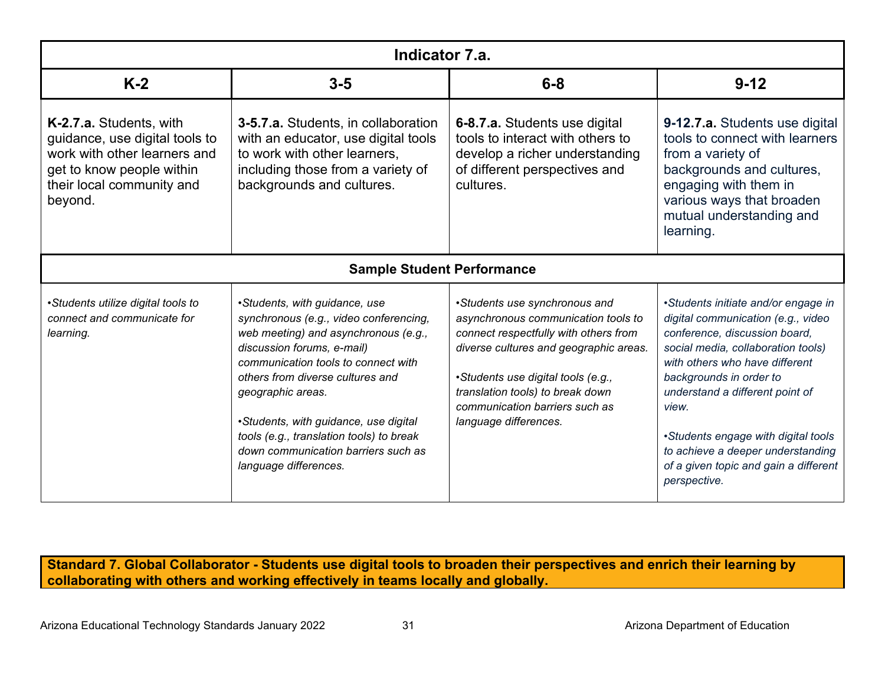| Indicator 7.a. | | | |
|---|---|---|---|
| **K-2** | **3-5** | **6-8** | **9-12** |
| **K-2.7.a.** Students, with guidance, use digital tools to work with other learners and get to know people within their local community and beyond. | **3-5.7.a.** Students, in collaboration with an educator, use digital tools to work with other learners, including those from a variety of backgrounds and cultures. | **6-8.7.a.** Students use digital tools to interact with others to develop a richer understanding of different perspectives and cultures. | **9-12.7.a.** Students use digital tools to connect with learners from a variety of backgrounds and cultures, engaging with them in various ways that broaden mutual understanding and learning. |
| **Sample Student Performance** | | | |
| *•Students utilize digital tools to connect and communicate for learning.* | *•Students, with guidance, use synchronous (e.g., video conferencing, web meeting) and asynchronous (e.g., discussion forums, e-mail) communication tools to connect with others from diverse cultures and geographic areas.*<br><br>*•Students, with guidance, use digital tools (e.g., translation tools) to break down communication barriers such as language differences.* | *•Students use synchronous and asynchronous communication tools to connect respectfully with others from diverse cultures and geographic areas.*<br><br>*•Students use digital tools (e.g., translation tools) to break down communication barriers such as language differences.* | *•Students initiate and/or engage in digital communication (e.g., video conference, discussion board, social media, collaboration tools) with others who have different backgrounds in order to understand a different point of view.*<br><br>*•Students engage with digital tools to achieve a deeper understanding of a given topic and gain a different perspective.* |

**Standard 7. Global Collaborator - Students use digital tools to broaden their perspectives and enrich their learning by collaborating with others and working effectively in teams locally and globally.**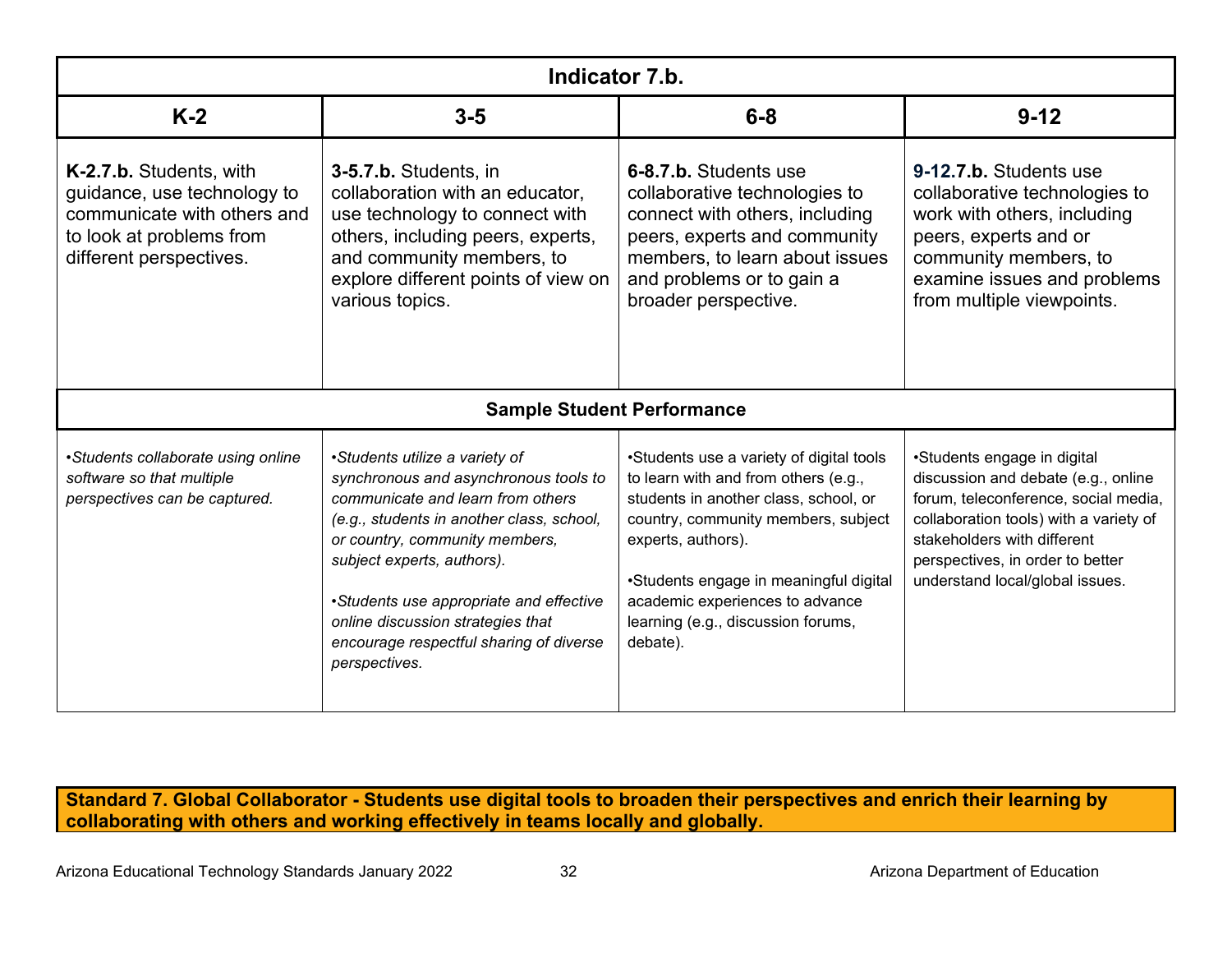| Indicator 7.b. | | | |
|---|---|---|---|
| **K-2** | **3-5** | **6-8** | **9-12** |
| **K-2.7.b.** Students, with guidance, use technology to communicate with others and to look at problems from different perspectives. | **3-5.7.b.** Students, in collaboration with an educator, use technology to connect with others, including peers, experts, and community members, to explore different points of view on various topics. | **6-8.7.b.** Students use collaborative technologies to connect with others, including peers, experts and community members, to learn about issues and problems or to gain a broader perspective. | **9-12.7.b.** Students use collaborative technologies to work with others, including peers, experts and or community members, to examine issues and problems from multiple viewpoints. |
| **Sample Student Performance** | | | |
| *•Students collaborate using online software so that multiple perspectives can be captured.* | *•Students utilize a variety of synchronous and asynchronous tools to communicate and learn from others (e.g., students in another class, school, or country, community members, subject experts, authors).* <br><br> *•Students use appropriate and effective online discussion strategies that encourage respectful sharing of diverse perspectives.* | •Students use a variety of digital tools to learn with and from others (e.g., students in another class, school, or country, community members, subject experts, authors). <br><br> •Students engage in meaningful digital academic experiences to advance learning (e.g., discussion forums, debate). | •Students engage in digital discussion and debate (e.g., online forum, teleconference, social media, collaboration tools) with a variety of stakeholders with different perspectives, in order to better understand local/global issues. |

**Standard 7. Global Collaborator - Students use digital tools to broaden their perspectives and enrich their learning by collaborating with others and working effectively in teams locally and globally.**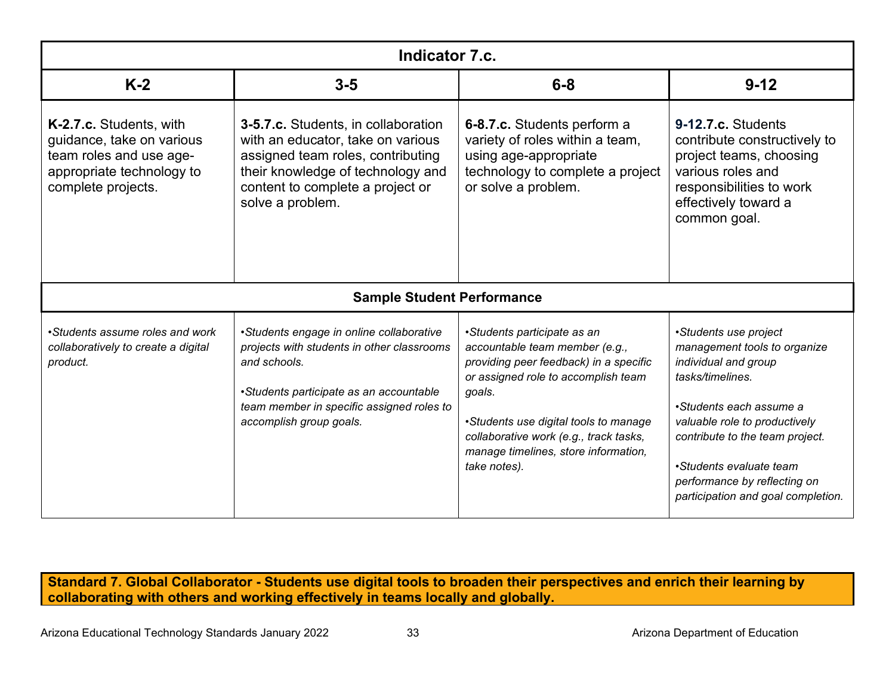| Indicator 7.c. | | | |
|---|---|---|---|
| **K-2** | **3-5** | **6-8** | **9-12** |
| **K-2.7.c.** Students, with guidance, take on various team roles and use age-appropriate technology to complete projects. | **3-5.7.c.** Students, in collaboration with an educator, take on various assigned team roles, contributing their knowledge of technology and content to complete a project or solve a problem. | **6-8.7.c.** Students perform a variety of roles within a team, using age-appropriate technology to complete a project or solve a problem. | **9-12.7.c.** Students contribute constructively to project teams, choosing various roles and responsibilities to work effectively toward a common goal. |
| **Sample Student Performance** | | | |
| *•Students assume roles and work collaboratively to create a digital product.* | *•Students engage in online collaborative projects with students in other classrooms and schools.*<br><br>*•Students participate as an accountable team member in specific assigned roles to accomplish group goals.* | *•Students participate as an accountable team member (e.g., providing peer feedback) in a specific or assigned role to accomplish team goals.*<br><br>*•Students use digital tools to manage collaborative work (e.g., track tasks, manage timelines, store information, take notes).* | *•Students use project management tools to organize individual and group tasks/timelines.*<br><br>*•Students each assume a valuable role to productively contribute to the team project.*<br><br>*•Students evaluate team performance by reflecting on participation and goal completion.* |

**Standard 7. Global Collaborator - Students use digital tools to broaden their perspectives and enrich their learning by collaborating with others and working effectively in teams locally and globally.**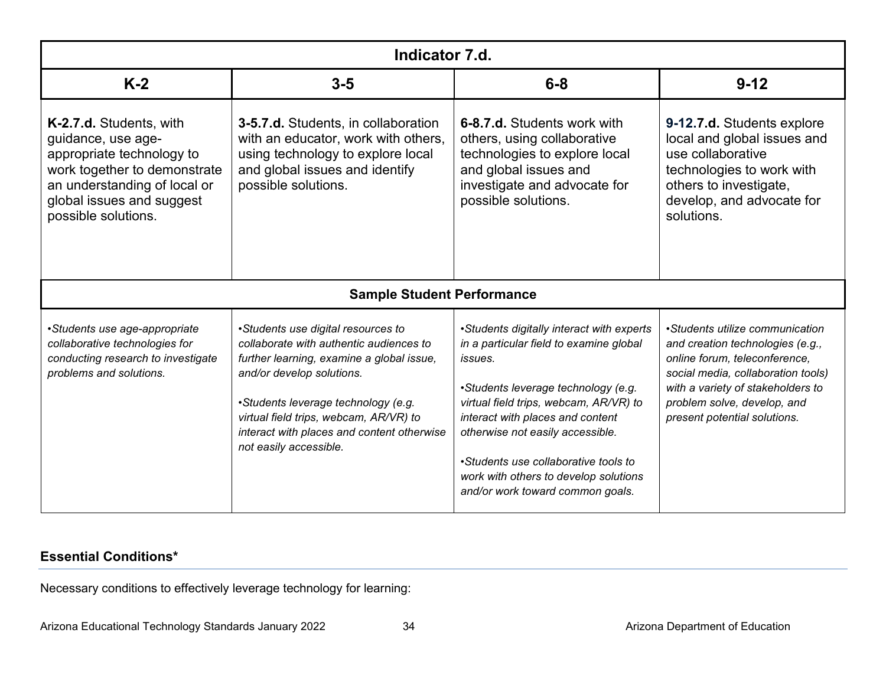| Indicator 7.d. | | | |
|---|---|---|---|
| **K-2** | **3-5** | **6-8** | **9-12** |
| **K-2.7.d.** Students, with guidance, use age-appropriate technology to work together to demonstrate an understanding of local or global issues and suggest possible solutions. | **3-5.7.d.** Students, in collaboration with an educator, work with others, using technology to explore local and global issues and identify possible solutions. | **6-8.7.d.** Students work with others, using collaborative technologies to explore local and global issues and investigate and advocate for possible solutions. | **9-12.7.d.** Students explore local and global issues and use collaborative technologies to work with others to investigate, develop, and advocate for solutions. |
| **Sample Student Performance** | | | |
| *•Students use age-appropriate collaborative technologies for conducting research to investigate problems and solutions.* | *•Students use digital resources to collaborate with authentic audiences to further learning, examine a global issue, and/or develop solutions.*<br><br>*•Students leverage technology (e.g. virtual field trips, webcam, AR/VR) to interact with places and content otherwise not easily accessible.* | *•Students digitally interact with experts in a particular field to examine global issues.*<br><br>*•Students leverage technology (e.g. virtual field trips, webcam, AR/VR) to interact with places and content otherwise not easily accessible.*<br><br>*•Students use collaborative tools to work with others to develop solutions and/or work toward common goals.* | *•Students utilize communication and creation technologies (e.g., online forum, teleconference, social media, collaboration tools) with a variety of stakeholders to problem solve, develop, and present potential solutions.* |

### Essential Conditions*

Necessary conditions to effectively leverage technology for learning: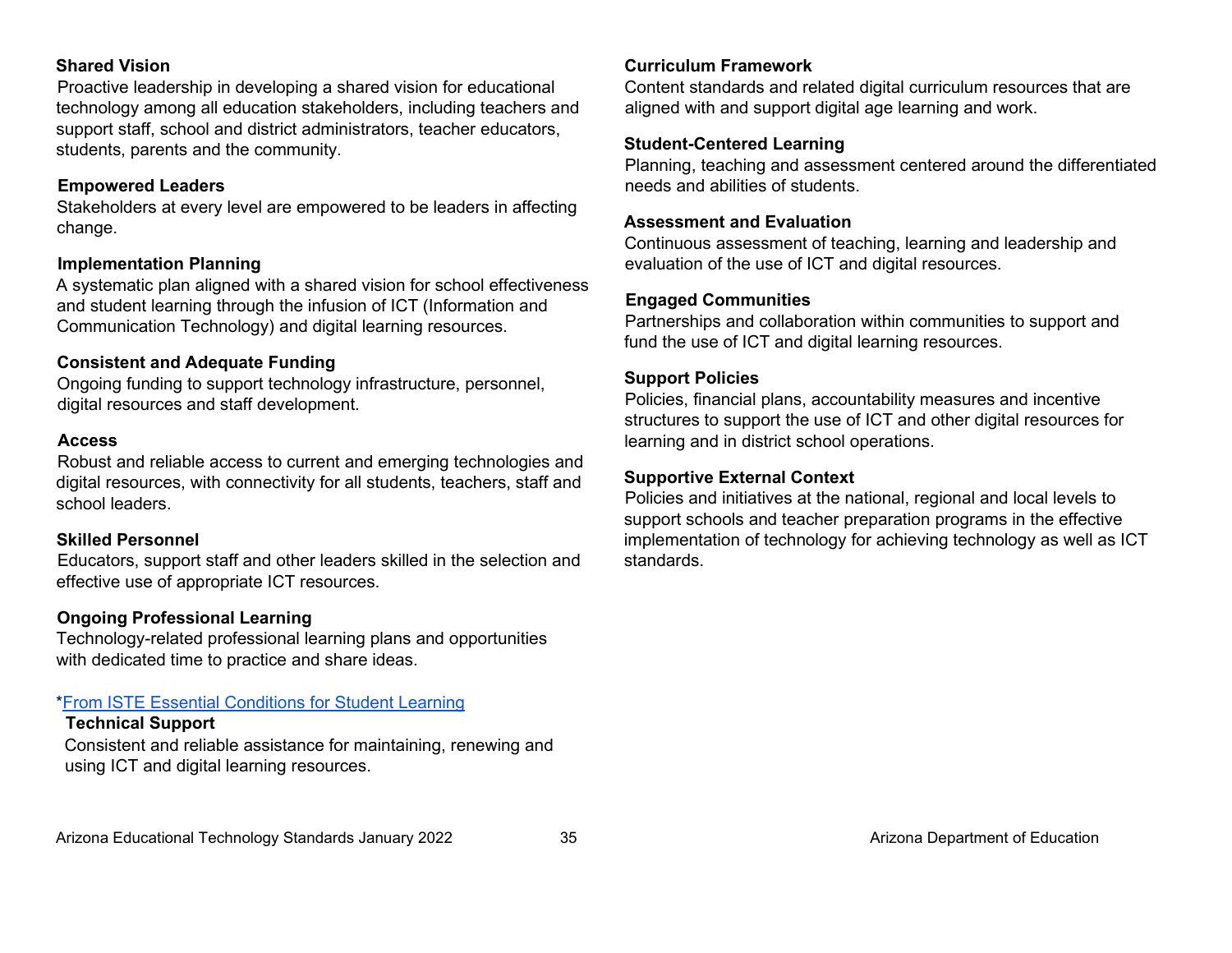**Shared Vision**
Proactive leadership in developing a shared vision for educational technology among all education stakeholders, including teachers and support staff, school and district administrators, teacher educators, students, parents and the community.

**Empowered Leaders**
Stakeholders at every level are empowered to be leaders in affecting change.

**Implementation Planning**
A systematic plan aligned with a shared vision for school effectiveness and student learning through the infusion of ICT (Information and Communication Technology) and digital learning resources.

**Consistent and Adequate Funding**
Ongoing funding to support technology infrastructure, personnel, digital resources and staff development.

**Access**
Robust and reliable access to current and emerging technologies and digital resources, with connectivity for all students, teachers, staff and school leaders.

**Skilled Personnel**
Educators, support staff and other leaders skilled in the selection and effective use of appropriate ICT resources.

**Ongoing Professional Learning**
Technology-related professional learning plans and opportunities with dedicated time to practice and share ideas.

*From ISTE Essential Conditions for Student Learning

**Technical Support**
Consistent and reliable assistance for maintaining, renewing and using ICT and digital learning resources.

**Curriculum Framework**
Content standards and related digital curriculum resources that are aligned with and support digital age learning and work.

**Student-Centered Learning**
Planning, teaching and assessment centered around the differentiated needs and abilities of students.

**Assessment and Evaluation**
Continuous assessment of teaching, learning and leadership and evaluation of the use of ICT and digital resources.

**Engaged Communities**
Partnerships and collaboration within communities to support and fund the use of ICT and digital learning resources.

**Support Policies**
Policies, financial plans, accountability measures and incentive structures to support the use of ICT and other digital resources for learning and in district school operations.

**Supportive External Context**
Policies and initiatives at the national, regional and local levels to support schools and teacher preparation programs in the effective implementation of technology for achieving technology as well as ICT standards.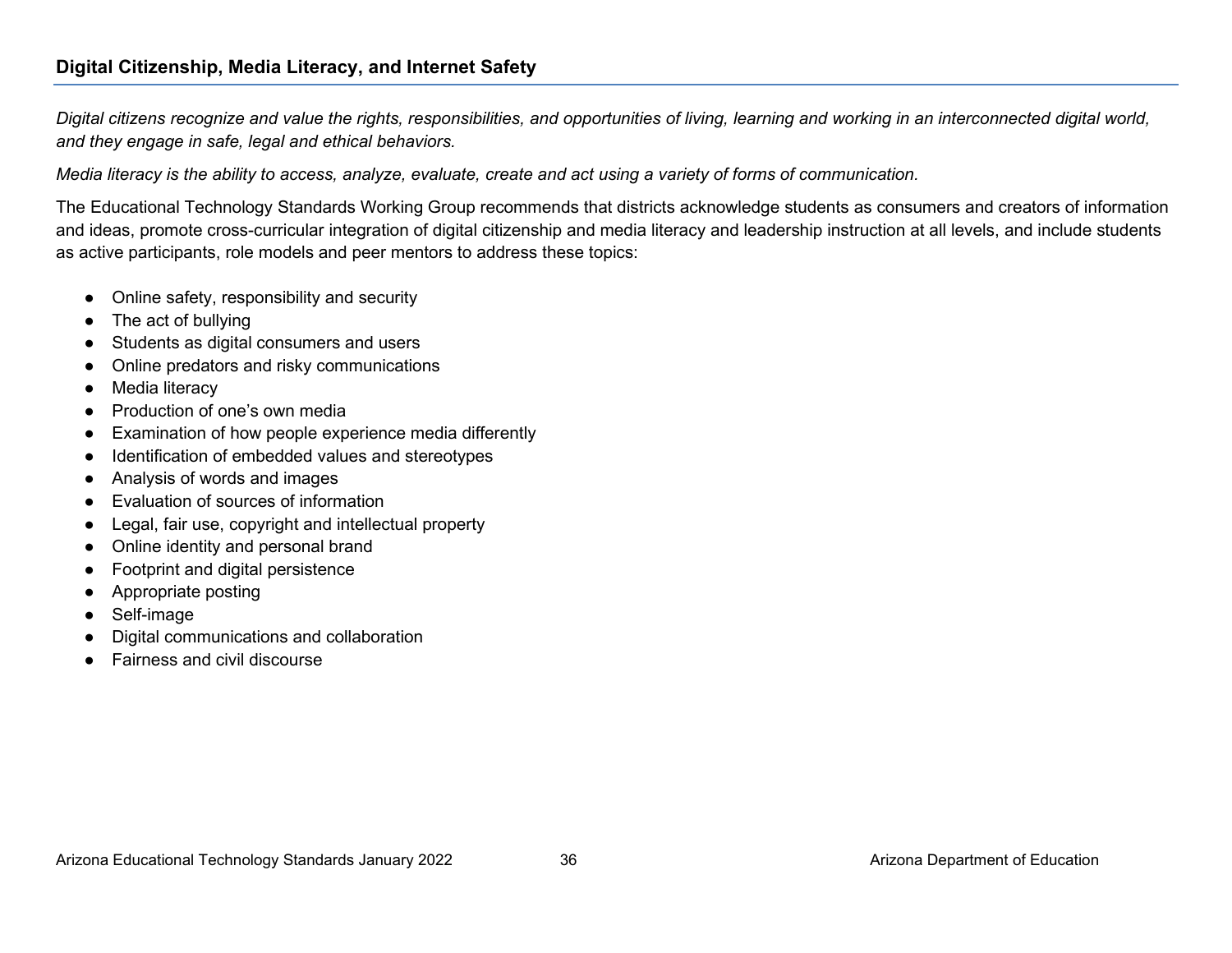## Digital Citizenship, Media Literacy, and Internet Safety

*Digital citizens recognize and value the rights, responsibilities, and opportunities of living, learning and working in an interconnected digital world, and they engage in safe, legal and ethical behaviors.*

*Media literacy is the ability to access, analyze, evaluate, create and act using a variety of forms of communication.*

The Educational Technology Standards Working Group recommends that districts acknowledge students as consumers and creators of information and ideas, promote cross-curricular integration of digital citizenship and media literacy and leadership instruction at all levels, and include students as active participants, role models and peer mentors to address these topics:

- Online safety, responsibility and security
- The act of bullying
- Students as digital consumers and users
- Online predators and risky communications
- Media literacy
- Production of one's own media
- Examination of how people experience media differently
- Identification of embedded values and stereotypes
- Analysis of words and images
- Evaluation of sources of information
- Legal, fair use, copyright and intellectual property
- Online identity and personal brand
- Footprint and digital persistence
- Appropriate posting
- Self-image
- Digital communications and collaboration
- Fairness and civil discourse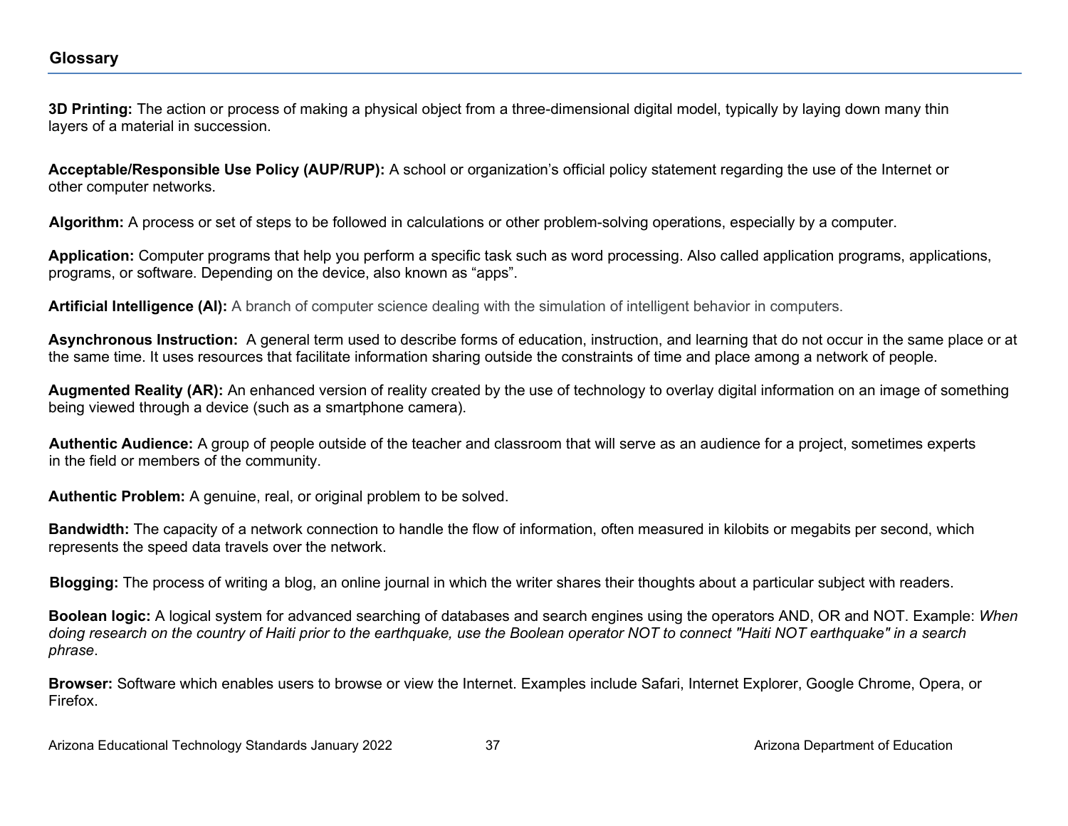## Glossary

**3D Printing:** The action or process of making a physical object from a three-dimensional digital model, typically by laying down many thin layers of a material in succession.

**Acceptable/Responsible Use Policy (AUP/RUP):** A school or organization's official policy statement regarding the use of the Internet or other computer networks.

**Algorithm:** A process or set of steps to be followed in calculations or other problem-solving operations, especially by a computer.

**Application:** Computer programs that help you perform a specific task such as word processing. Also called application programs, applications, programs, or software. Depending on the device, also known as "apps".

**Artificial Intelligence (AI):** A branch of computer science dealing with the simulation of intelligent behavior in computers.

**Asynchronous Instruction:** A general term used to describe forms of education, instruction, and learning that do not occur in the same place or at the same time. It uses resources that facilitate information sharing outside the constraints of time and place among a network of people.

**Augmented Reality (AR):** An enhanced version of reality created by the use of technology to overlay digital information on an image of something being viewed through a device (such as a smartphone camera).

**Authentic Audience:** A group of people outside of the teacher and classroom that will serve as an audience for a project, sometimes experts in the field or members of the community.

**Authentic Problem:** A genuine, real, or original problem to be solved.

**Bandwidth:** The capacity of a network connection to handle the flow of information, often measured in kilobits or megabits per second, which represents the speed data travels over the network.

**Blogging:** The process of writing a blog, an online journal in which the writer shares their thoughts about a particular subject with readers.

**Boolean logic:** A logical system for advanced searching of databases and search engines using the operators AND, OR and NOT. Example: *When doing research on the country of Haiti prior to the earthquake, use the Boolean operator NOT to connect "Haiti NOT earthquake" in a search phrase*.

**Browser:** Software which enables users to browse or view the Internet. Examples include Safari, Internet Explorer, Google Chrome, Opera, or Firefox.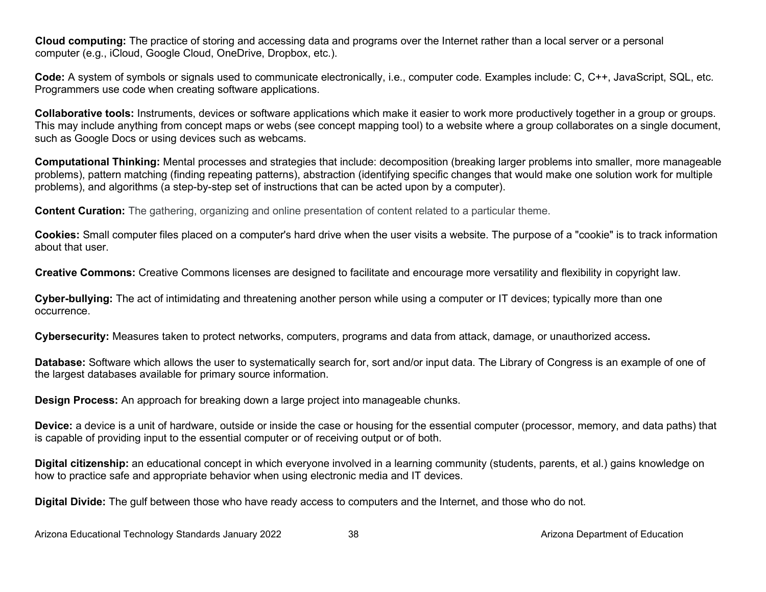**Cloud computing:** The practice of storing and accessing data and programs over the Internet rather than a local server or a personal computer (e.g., iCloud, Google Cloud, OneDrive, Dropbox, etc.).

**Code:** A system of symbols or signals used to communicate electronically, i.e., computer code. Examples include: C, C++, JavaScript, SQL, etc. Programmers use code when creating software applications.

**Collaborative tools:** Instruments, devices or software applications which make it easier to work more productively together in a group or groups. This may include anything from concept maps or webs (see concept mapping tool) to a website where a group collaborates on a single document, such as Google Docs or using devices such as webcams.

**Computational Thinking:** Mental processes and strategies that include: decomposition (breaking larger problems into smaller, more manageable problems), pattern matching (finding repeating patterns), abstraction (identifying specific changes that would make one solution work for multiple problems), and algorithms (a step-by-step set of instructions that can be acted upon by a computer).

**Content Curation:** The gathering, organizing and online presentation of content related to a particular theme.

**Cookies:** Small computer files placed on a computer's hard drive when the user visits a website. The purpose of a "cookie" is to track information about that user.

**Creative Commons:** Creative Commons licenses are designed to facilitate and encourage more versatility and flexibility in copyright law.

**Cyber-bullying:** The act of intimidating and threatening another person while using a computer or IT devices; typically more than one occurrence.

**Cybersecurity:** Measures taken to protect networks, computers, programs and data from attack, damage, or unauthorized access**.**

**Database:** Software which allows the user to systematically search for, sort and/or input data. The Library of Congress is an example of one of the largest databases available for primary source information.

**Design Process:** An approach for breaking down a large project into manageable chunks.

**Device:** a device is a unit of hardware, outside or inside the case or housing for the essential computer (processor, memory, and data paths) that is capable of providing input to the essential computer or of receiving output or of both.

**Digital citizenship:** an educational concept in which everyone involved in a learning community (students, parents, et al.) gains knowledge on how to practice safe and appropriate behavior when using electronic media and IT devices.

**Digital Divide:** The gulf between those who have ready access to computers and the Internet, and those who do not.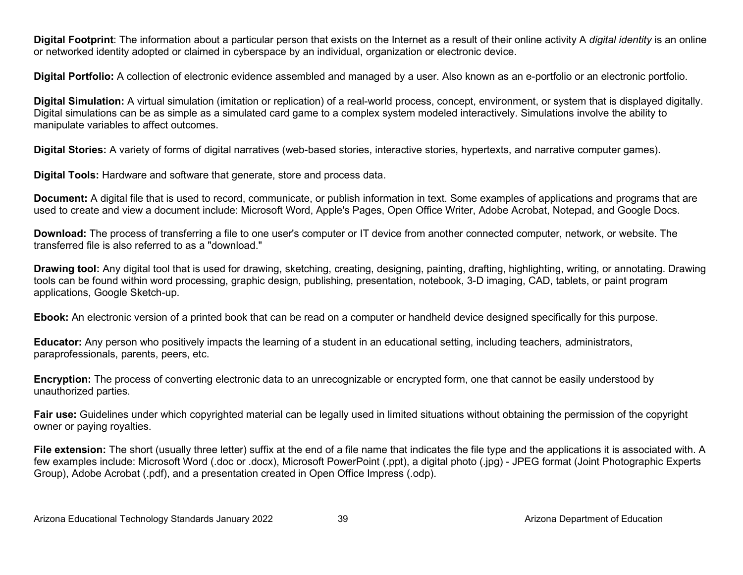**Digital Footprint**: The information about a particular person that exists on the Internet as a result of their online activity A *digital identity* is an online or networked identity adopted or claimed in cyberspace by an individual, organization or electronic device.

**Digital Portfolio:** A collection of electronic evidence assembled and managed by a user. Also known as an e-portfolio or an electronic portfolio.

**Digital Simulation:** A virtual simulation (imitation or replication) of a real-world process, concept, environment, or system that is displayed digitally. Digital simulations can be as simple as a simulated card game to a complex system modeled interactively. Simulations involve the ability to manipulate variables to affect outcomes.

**Digital Stories:** A variety of forms of digital narratives (web-based stories, interactive stories, hypertexts, and narrative computer games).

**Digital Tools:** Hardware and software that generate, store and process data.

**Document:** A digital file that is used to record, communicate, or publish information in text. Some examples of applications and programs that are used to create and view a document include: Microsoft Word, Apple's Pages, Open Office Writer, Adobe Acrobat, Notepad, and Google Docs.

**Download:** The process of transferring a file to one user's computer or IT device from another connected computer, network, or website. The transferred file is also referred to as a "download."

**Drawing tool:** Any digital tool that is used for drawing, sketching, creating, designing, painting, drafting, highlighting, writing, or annotating. Drawing tools can be found within word processing, graphic design, publishing, presentation, notebook, 3-D imaging, CAD, tablets, or paint program applications, Google Sketch-up.

**Ebook:** An electronic version of a printed book that can be read on a computer or handheld device designed specifically for this purpose.

**Educator:** Any person who positively impacts the learning of a student in an educational setting, including teachers, administrators, paraprofessionals, parents, peers, etc.

**Encryption:** The process of converting electronic data to an unrecognizable or encrypted form, one that cannot be easily understood by unauthorized parties.

**Fair use:** Guidelines under which copyrighted material can be legally used in limited situations without obtaining the permission of the copyright owner or paying royalties.

**File extension:** The short (usually three letter) suffix at the end of a file name that indicates the file type and the applications it is associated with. A few examples include: Microsoft Word (.doc or .docx), Microsoft PowerPoint (.ppt), a digital photo (.jpg) - JPEG format (Joint Photographic Experts Group), Adobe Acrobat (.pdf), and a presentation created in Open Office Impress (.odp).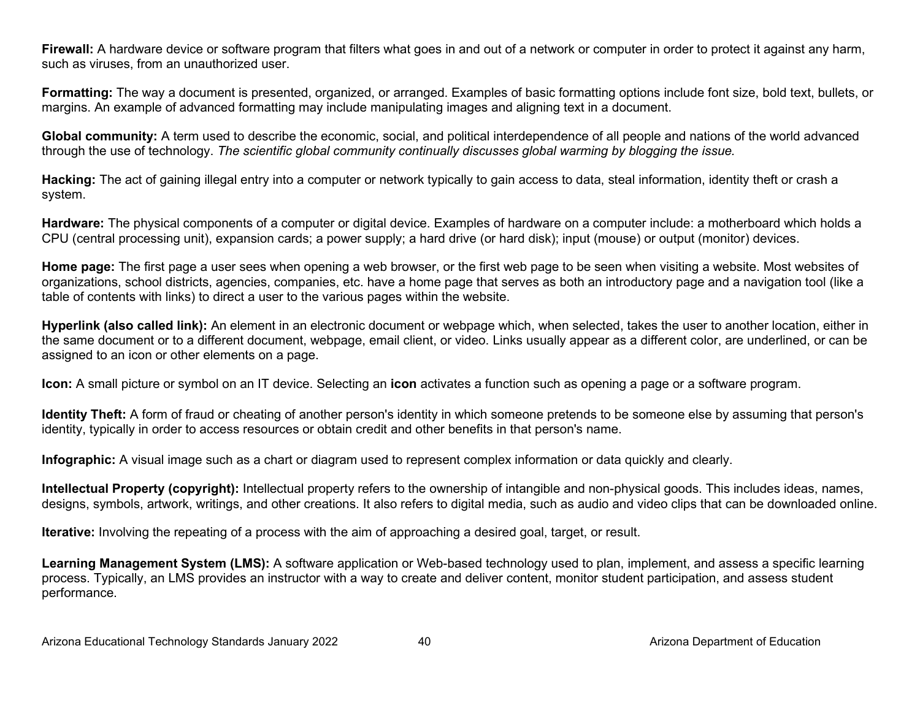**Firewall:** A hardware device or software program that filters what goes in and out of a network or computer in order to protect it against any harm, such as viruses, from an unauthorized user.

**Formatting:** The way a document is presented, organized, or arranged. Examples of basic formatting options include font size, bold text, bullets, or margins. An example of advanced formatting may include manipulating images and aligning text in a document.

**Global community:** A term used to describe the economic, social, and political interdependence of all people and nations of the world advanced through the use of technology. *The scientific global community continually discusses global warming by blogging the issue.*

**Hacking:** The act of gaining illegal entry into a computer or network typically to gain access to data, steal information, identity theft or crash a system.

**Hardware:** The physical components of a computer or digital device. Examples of hardware on a computer include: a motherboard which holds a CPU (central processing unit), expansion cards; a power supply; a hard drive (or hard disk); input (mouse) or output (monitor) devices.

**Home page:** The first page a user sees when opening a web browser, or the first web page to be seen when visiting a website. Most websites of organizations, school districts, agencies, companies, etc. have a home page that serves as both an introductory page and a navigation tool (like a table of contents with links) to direct a user to the various pages within the website.

**Hyperlink (also called link):** An element in an electronic document or webpage which, when selected, takes the user to another location, either in the same document or to a different document, webpage, email client, or video. Links usually appear as a different color, are underlined, or can be assigned to an icon or other elements on a page.

**Icon:** A small picture or symbol on an IT device. Selecting an **icon** activates a function such as opening a page or a software program.

**Identity Theft:** A form of fraud or cheating of another person's identity in which someone pretends to be someone else by assuming that person's identity, typically in order to access resources or obtain credit and other benefits in that person's name.

**Infographic:** A visual image such as a chart or diagram used to represent complex information or data quickly and clearly.

**Intellectual Property (copyright):** Intellectual property refers to the ownership of intangible and non-physical goods. This includes ideas, names, designs, symbols, artwork, writings, and other creations. It also refers to digital media, such as audio and video clips that can be downloaded online.

**Iterative:** Involving the repeating of a process with the aim of approaching a desired goal, target, or result.

**Learning Management System (LMS):** A software application or Web-based technology used to plan, implement, and assess a specific learning process. Typically, an LMS provides an instructor with a way to create and deliver content, monitor student participation, and assess student performance.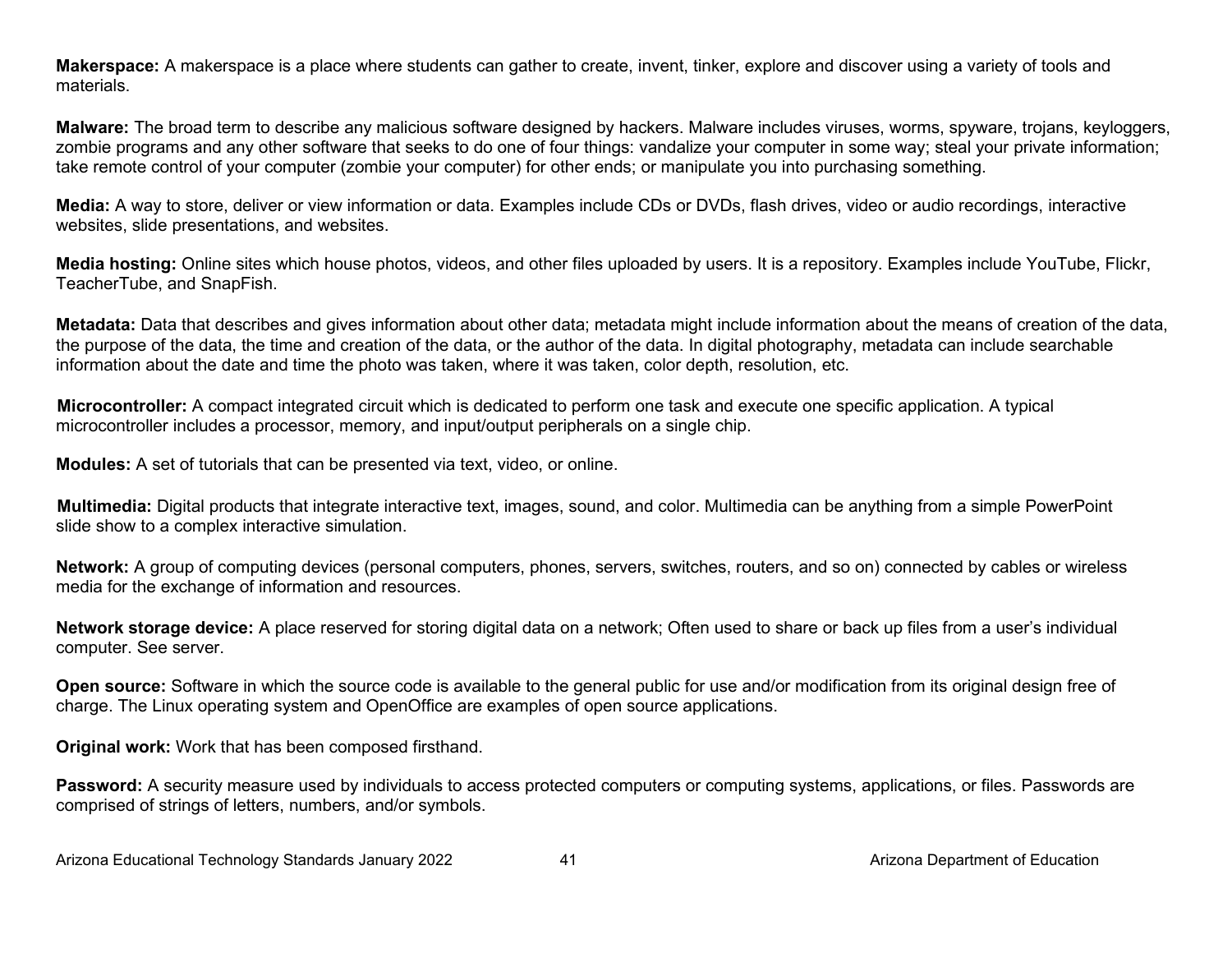**Makerspace:** A makerspace is a place where students can gather to create, invent, tinker, explore and discover using a variety of tools and materials.

**Malware:** The broad term to describe any malicious software designed by hackers. Malware includes viruses, worms, spyware, trojans, keyloggers, zombie programs and any other software that seeks to do one of four things: vandalize your computer in some way; steal your private information; take remote control of your computer (zombie your computer) for other ends; or manipulate you into purchasing something.

**Media:** A way to store, deliver or view information or data. Examples include CDs or DVDs, flash drives, video or audio recordings, interactive websites, slide presentations, and websites.

**Media hosting:** Online sites which house photos, videos, and other files uploaded by users. It is a repository. Examples include YouTube, Flickr, TeacherTube, and SnapFish.

**Metadata:** Data that describes and gives information about other data; metadata might include information about the means of creation of the data, the purpose of the data, the time and creation of the data, or the author of the data. In digital photography, metadata can include searchable information about the date and time the photo was taken, where it was taken, color depth, resolution, etc.

**Microcontroller:** A compact integrated circuit which is dedicated to perform one task and execute one specific application. A typical microcontroller includes a processor, memory, and input/output peripherals on a single chip.

**Modules:** A set of tutorials that can be presented via text, video, or online.

**Multimedia:** Digital products that integrate interactive text, images, sound, and color. Multimedia can be anything from a simple PowerPoint slide show to a complex interactive simulation.

**Network:** A group of computing devices (personal computers, phones, servers, switches, routers, and so on) connected by cables or wireless media for the exchange of information and resources.

**Network storage device:** A place reserved for storing digital data on a network; Often used to share or back up files from a user's individual computer. See server.

**Open source:** Software in which the source code is available to the general public for use and/or modification from its original design free of charge. The Linux operating system and OpenOffice are examples of open source applications.

**Original work:** Work that has been composed firsthand.

**Password:** A security measure used by individuals to access protected computers or computing systems, applications, or files. Passwords are comprised of strings of letters, numbers, and/or symbols.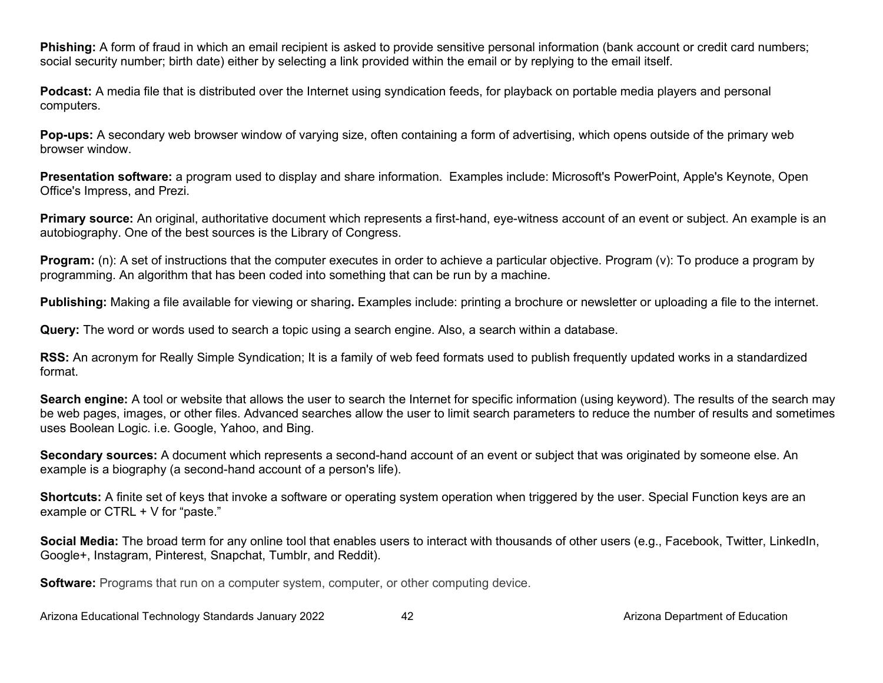**Phishing:** A form of fraud in which an email recipient is asked to provide sensitive personal information (bank account or credit card numbers; social security number; birth date) either by selecting a link provided within the email or by replying to the email itself.

**Podcast:** A media file that is distributed over the Internet using syndication feeds, for playback on portable media players and personal computers.

**Pop-ups:** A secondary web browser window of varying size, often containing a form of advertising, which opens outside of the primary web browser window.

**Presentation software:** a program used to display and share information.  Examples include: Microsoft's PowerPoint, Apple's Keynote, Open Office's Impress, and Prezi.

**Primary source:** An original, authoritative document which represents a first-hand, eye-witness account of an event or subject. An example is an autobiography. One of the best sources is the Library of Congress.

**Program:** (n): A set of instructions that the computer executes in order to achieve a particular objective. Program (v): To produce a program by programming. An algorithm that has been coded into something that can be run by a machine.

**Publishing:** Making a file available for viewing or sharing**.** Examples include: printing a brochure or newsletter or uploading a file to the internet.

**Query:** The word or words used to search a topic using a search engine. Also, a search within a database.

**RSS:** An acronym for Really Simple Syndication; It is a family of web feed formats used to publish frequently updated works in a standardized format.

**Search engine:** A tool or website that allows the user to search the Internet for specific information (using keyword). The results of the search may be web pages, images, or other files. Advanced searches allow the user to limit search parameters to reduce the number of results and sometimes uses Boolean Logic. i.e. Google, Yahoo, and Bing.

**Secondary sources:** A document which represents a second-hand account of an event or subject that was originated by someone else. An example is a biography (a second-hand account of a person's life).

**Shortcuts:** A finite set of keys that invoke a software or operating system operation when triggered by the user. Special Function keys are an example or CTRL + V for "paste."

**Social Media:** The broad term for any online tool that enables users to interact with thousands of other users (e.g., Facebook, Twitter, LinkedIn, Google+, Instagram, Pinterest, Snapchat, Tumblr, and Reddit).

**Software:** Programs that run on a computer system, computer, or other computing device.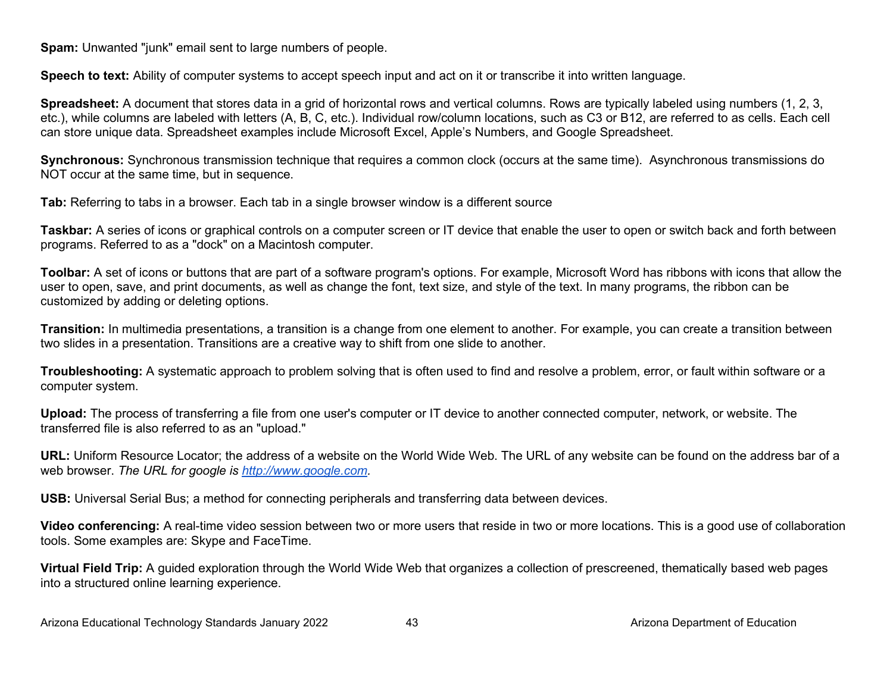**Spam:** Unwanted "junk" email sent to large numbers of people.

**Speech to text:** Ability of computer systems to accept speech input and act on it or transcribe it into written language.

**Spreadsheet:** A document that stores data in a grid of horizontal rows and vertical columns. Rows are typically labeled using numbers (1, 2, 3, etc.), while columns are labeled with letters (A, B, C, etc.). Individual row/column locations, such as C3 or B12, are referred to as cells. Each cell can store unique data. Spreadsheet examples include Microsoft Excel, Apple's Numbers, and Google Spreadsheet.

**Synchronous:** Synchronous transmission technique that requires a common clock (occurs at the same time). Asynchronous transmissions do NOT occur at the same time, but in sequence.

**Tab:** Referring to tabs in a browser. Each tab in a single browser window is a different source

**Taskbar:** A series of icons or graphical controls on a computer screen or IT device that enable the user to open or switch back and forth between programs. Referred to as a "dock" on a Macintosh computer.

**Toolbar:** A set of icons or buttons that are part of a software program's options. For example, Microsoft Word has ribbons with icons that allow the user to open, save, and print documents, as well as change the font, text size, and style of the text. In many programs, the ribbon can be customized by adding or deleting options.

**Transition:** In multimedia presentations, a transition is a change from one element to another. For example, you can create a transition between two slides in a presentation. Transitions are a creative way to shift from one slide to another.

**Troubleshooting:** A systematic approach to problem solving that is often used to find and resolve a problem, error, or fault within software or a computer system.

**Upload:** The process of transferring a file from one user's computer or IT device to another connected computer, network, or website. The transferred file is also referred to as an "upload."

**URL:** Uniform Resource Locator; the address of a website on the World Wide Web. The URL of any website can be found on the address bar of a web browser. *The URL for google is [http://www.google.com](http://www.google.com).*

**USB:** Universal Serial Bus; a method for connecting peripherals and transferring data between devices.

**Video conferencing:** A real-time video session between two or more users that reside in two or more locations. This is a good use of collaboration tools. Some examples are: Skype and FaceTime.

**Virtual Field Trip:** A guided exploration through the World Wide Web that organizes a collection of prescreened, thematically based web pages into a structured online learning experience.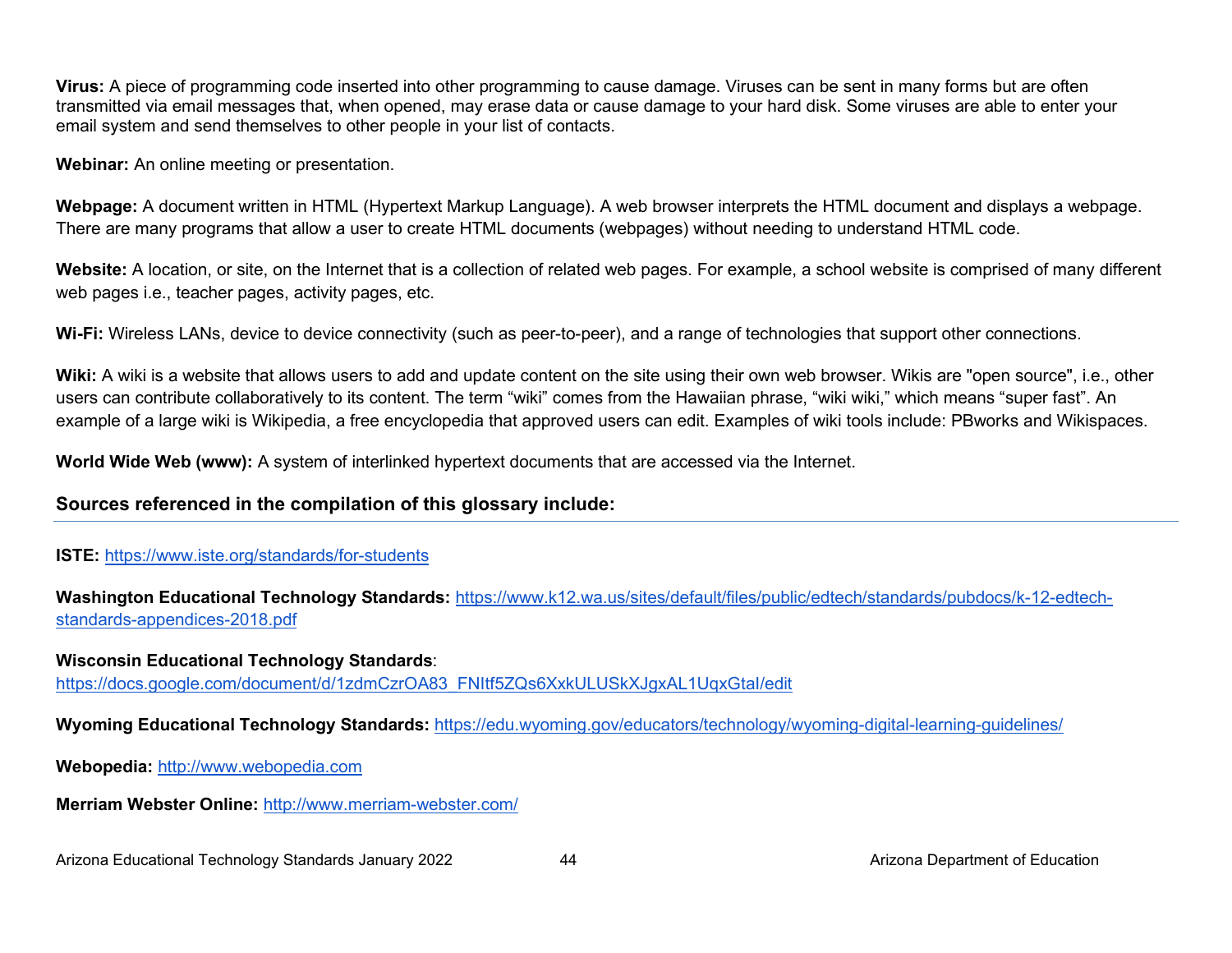**Virus:** A piece of programming code inserted into other programming to cause damage. Viruses can be sent in many forms but are often transmitted via email messages that, when opened, may erase data or cause damage to your hard disk. Some viruses are able to enter your email system and send themselves to other people in your list of contacts.

**Webinar:** An online meeting or presentation.

**Webpage:** A document written in HTML (Hypertext Markup Language). A web browser interprets the HTML document and displays a webpage. There are many programs that allow a user to create HTML documents (webpages) without needing to understand HTML code.

**Website:** A location, or site, on the Internet that is a collection of related web pages. For example, a school website is comprised of many different web pages i.e., teacher pages, activity pages, etc.

**Wi-Fi:** Wireless LANs, device to device connectivity (such as peer-to-peer), and a range of technologies that support other connections.

**Wiki:** A wiki is a website that allows users to add and update content on the site using their own web browser. Wikis are "open source", i.e., other users can contribute collaboratively to its content. The term "wiki" comes from the Hawaiian phrase, "wiki wiki," which means "super fast". An example of a large wiki is Wikipedia, a free encyclopedia that approved users can edit. Examples of wiki tools include: PBworks and Wikispaces.

**World Wide Web (www):** A system of interlinked hypertext documents that are accessed via the Internet.

## Sources referenced in the compilation of this glossary include:

**ISTE:** https://www.iste.org/standards/for-students

**Washington Educational Technology Standards:** https://www.k12.wa.us/sites/default/files/public/edtech/standards/pubdocs/k-12-edtech-standards-appendices-2018.pdf

**Wisconsin Educational Technology Standards**:
https://docs.google.com/document/d/1zdmCzrOA83_FNItf5ZQs6XxkULUSkXJgxAL1UqxGtaI/edit

**Wyoming Educational Technology Standards:** https://edu.wyoming.gov/educators/technology/wyoming-digital-learning-guidelines/

**Webopedia:** http://www.webopedia.com

**Merriam Webster Online:** http://www.merriam-webster.com/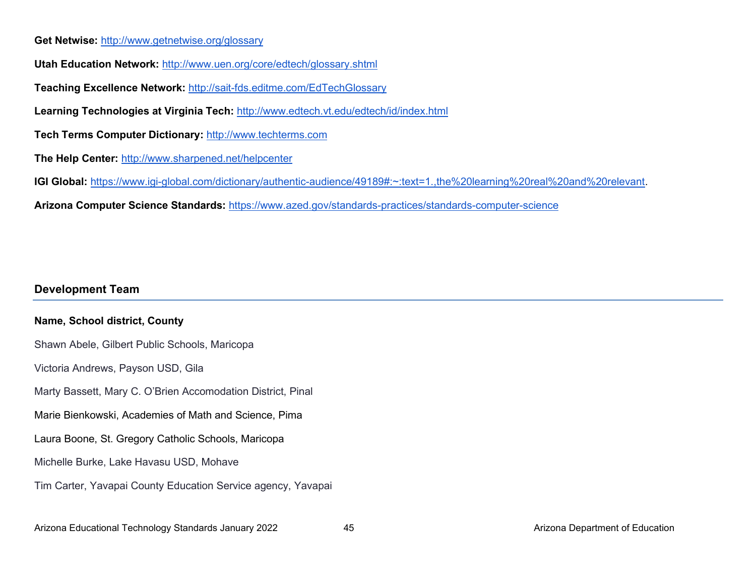**Get Netwise:** http://www.getnetwise.org/glossary

**Utah Education Network:** http://www.uen.org/core/edtech/glossary.shtml

**Teaching Excellence Network:** http://sait-fds.editme.com/EdTechGlossary

**Learning Technologies at Virginia Tech:** http://www.edtech.vt.edu/edtech/id/index.html

**Tech Terms Computer Dictionary:** http://www.techterms.com

**The Help Center:** http://www.sharpened.net/helpcenter

**IGI Global:** https://www.igi-global.com/dictionary/authentic-audience/49189#:~:text=1.,the%20learning%20real%20and%20relevant.

**Arizona Computer Science Standards:** https://www.azed.gov/standards-practices/standards-computer-science

## Development Team

**Name, School district, County**

Shawn Abele, Gilbert Public Schools, Maricopa

Victoria Andrews, Payson USD, Gila

Marty Bassett, Mary C. O'Brien Accomodation District, Pinal

Marie Bienkowski, Academies of Math and Science, Pima

Laura Boone, St. Gregory Catholic Schools, Maricopa

Michelle Burke, Lake Havasu USD, Mohave

Tim Carter, Yavapai County Education Service agency, Yavapai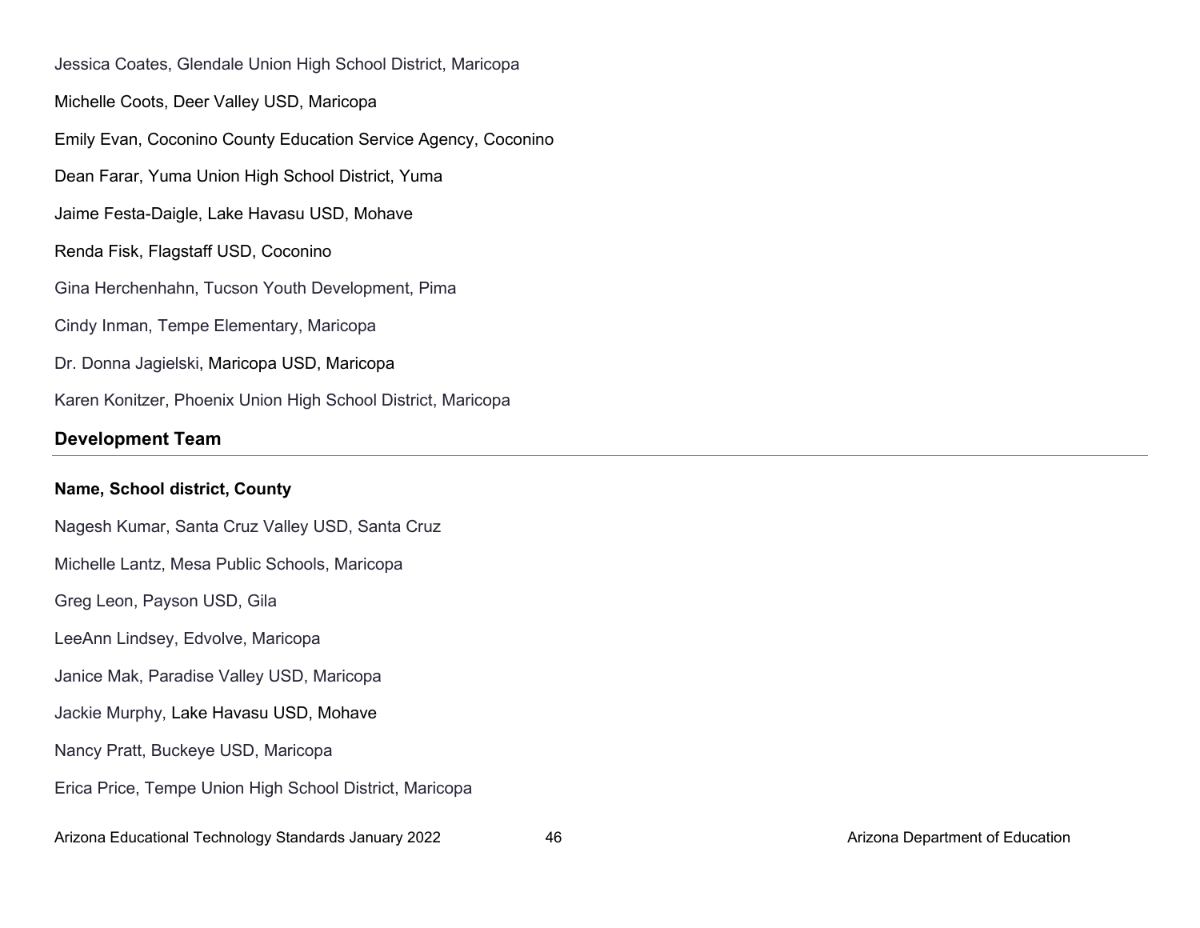Jessica Coates, Glendale Union High School District, Maricopa

Michelle Coots, Deer Valley USD, Maricopa

Emily Evan, Coconino County Education Service Agency, Coconino

Dean Farar, Yuma Union High School District, Yuma

Jaime Festa-Daigle, Lake Havasu USD, Mohave

Renda Fisk, Flagstaff USD, Coconino

Gina Herchenhahn, Tucson Youth Development, Pima

Cindy Inman, Tempe Elementary, Maricopa

Dr. Donna Jagielski, Maricopa USD, Maricopa

Karen Konitzer, Phoenix Union High School District, Maricopa

## Development Team

**Name, School district, County**

Nagesh Kumar, Santa Cruz Valley USD, Santa Cruz

Michelle Lantz, Mesa Public Schools, Maricopa

Greg Leon, Payson USD, Gila

LeeAnn Lindsey, Edvolve, Maricopa

Janice Mak, Paradise Valley USD, Maricopa

Jackie Murphy, Lake Havasu USD, Mohave

Nancy Pratt, Buckeye USD, Maricopa

Erica Price, Tempe Union High School District, Maricopa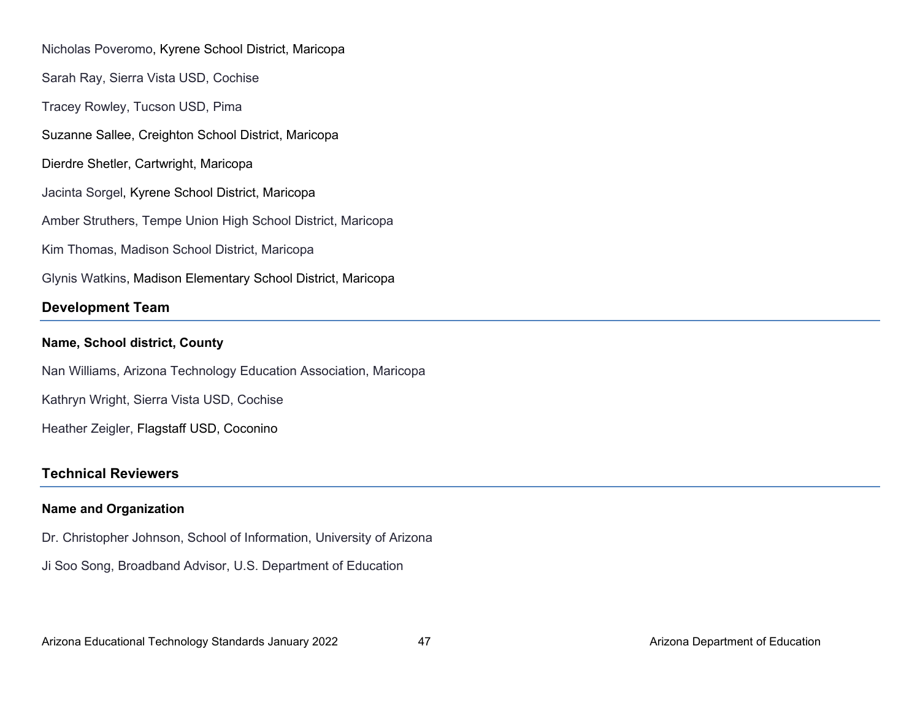Nicholas Poveromo, Kyrene School District, Maricopa

Sarah Ray, Sierra Vista USD, Cochise

Tracey Rowley, Tucson USD, Pima

Suzanne Sallee, Creighton School District, Maricopa

Dierdre Shetler, Cartwright, Maricopa

Jacinta Sorgel, Kyrene School District, Maricopa

Amber Struthers, Tempe Union High School District, Maricopa

Kim Thomas, Madison School District, Maricopa

Glynis Watkins, Madison Elementary School District, Maricopa

## Development Team

**Name, School district, County**

Nan Williams, Arizona Technology Education Association, Maricopa

Kathryn Wright, Sierra Vista USD, Cochise

Heather Zeigler, Flagstaff USD, Coconino

## Technical Reviewers

**Name and Organization**

Dr. Christopher Johnson, School of Information, University of Arizona

Ji Soo Song, Broadband Advisor, U.S. Department of Education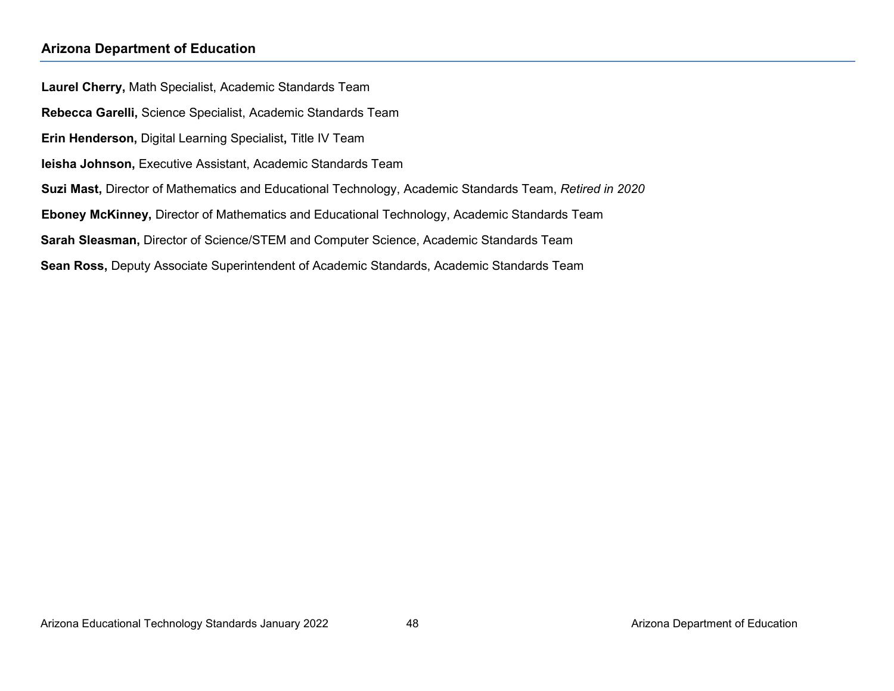## Arizona Department of Education

**Laurel Cherry,** Math Specialist, Academic Standards Team

**Rebecca Garelli,** Science Specialist, Academic Standards Team

**Erin Henderson,** Digital Learning Specialist**,** Title IV Team

**Ieisha Johnson,** Executive Assistant, Academic Standards Team

**Suzi Mast,** Director of Mathematics and Educational Technology, Academic Standards Team, *Retired in 2020*

**Eboney McKinney,** Director of Mathematics and Educational Technology, Academic Standards Team

**Sarah Sleasman,** Director of Science/STEM and Computer Science, Academic Standards Team

**Sean Ross,** Deputy Associate Superintendent of Academic Standards, Academic Standards Team